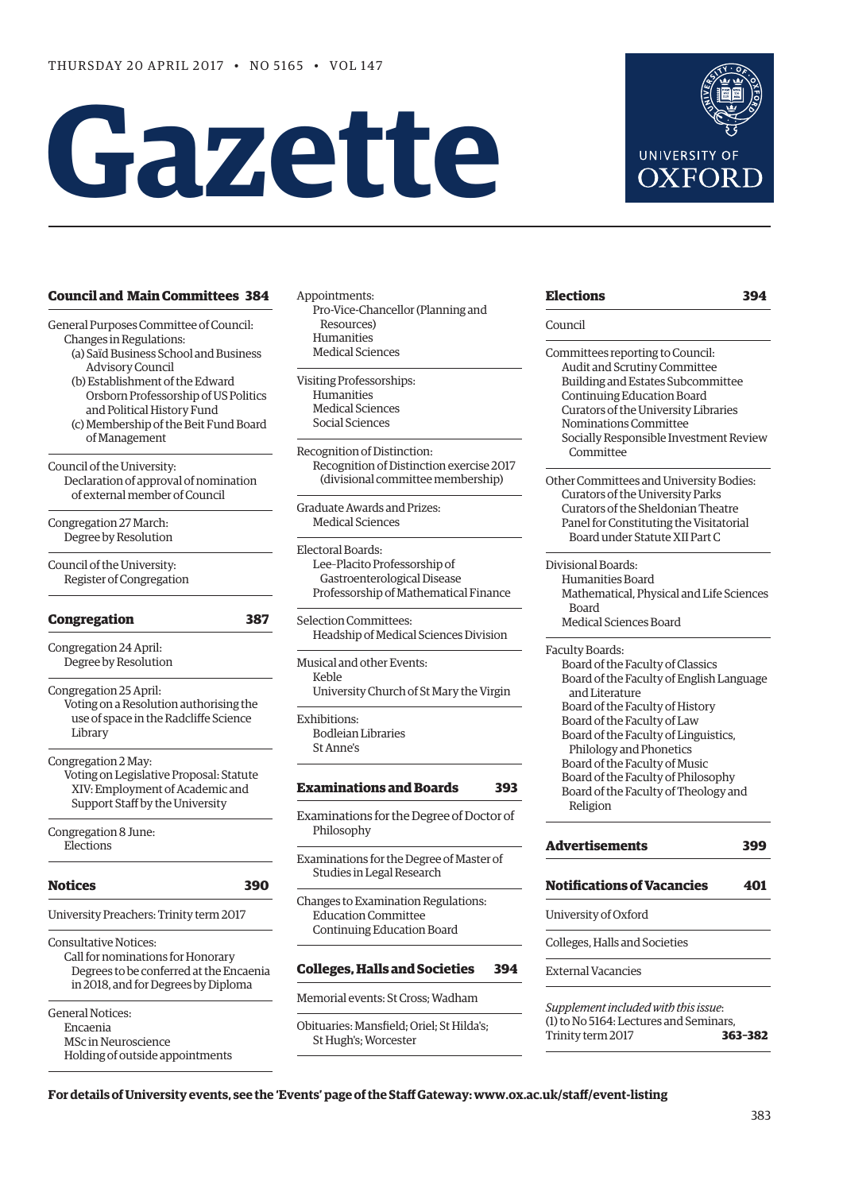THURSDAY 20 APRIL 2017 • NO 5165 • VOL 147

# Gazette

UNIVERSITY OF OXFORD

**Council and Main Committees 384**

General Purposes Committee of Council:
- Changes in Regulations:
  - (a) Saïd Business School and Business Advisory Council
  - (b) Establishment of the Edward Orsborn Professorship of US Politics and Political History Fund
  - (c) Membership of the Beit Fund Board of Management

Council of the University:
- Declaration of approval of nomination of external member of Council

Congregation 27 March:
- Degree by Resolution

Council of the University:
- Register of Congregation

**Congregation 387**

Congregation 24 April:
- Degree by Resolution

Congregation 25 April:
- Voting on a Resolution authorising the use of space in the Radcliffe Science Library

Congregation 2 May:
- Voting on Legislative Proposal: Statute XIV: Employment of Academic and Support Staff by the University

Congregation 8 June:
- Elections

**Notices 390**

University Preachers: Trinity term 2017

Consultative Notices:
- Call for nominations for Honorary Degrees to be conferred at the Encaenia in 2018, and for Degrees by Diploma

General Notices:
- Encaenia
- MSc in Neuroscience
- Holding of outside appointments

Appointments:
- Pro-Vice-Chancellor (Planning and Resources)
- Humanities
- Medical Sciences

Visiting Professorships:
- Humanities
- Medical Sciences
- Social Sciences

Recognition of Distinction:
- Recognition of Distinction exercise 2017 (divisional committee membership)

Graduate Awards and Prizes:
- Medical Sciences

Electoral Boards:
- Lee-Placito Professorship of Gastroenterological Disease
- Professorship of Mathematical Finance

Selection Committees:
- Headship of Medical Sciences Division

Musical and other Events:
- Keble
- University Church of St Mary the Virgin

Exhibitions:
- Bodleian Libraries
- St Anne's

**Examinations and Boards 393**

Examinations for the Degree of Doctor of Philosophy

Examinations for the Degree of Master of Studies in Legal Research

Changes to Examination Regulations:
- Education Committee
- Continuing Education Board

**Colleges, Halls and Societies 394**

Memorial events: St Cross; Wadham

Obituaries: Mansfield; Oriel; St Hilda's; St Hugh's; Worcester

**Elections 394**

Council

Committees reporting to Council:
- Audit and Scrutiny Committee
- Building and Estates Subcommittee
- Continuing Education Board
- Curators of the University Libraries
- Nominations Committee
- Socially Responsible Investment Review Committee

Other Committees and University Bodies:
- Curators of the University Parks
- Curators of the Sheldonian Theatre
- Panel for Constituting the Visitatorial Board under Statute XII Part C

Divisional Boards:
- Humanities Board
- Mathematical, Physical and Life Sciences Board
- Medical Sciences Board

Faculty Boards:
- Board of the Faculty of Classics
- Board of the Faculty of English Language and Literature
- Board of the Faculty of History
- Board of the Faculty of Law
- Board of the Faculty of Linguistics, Philology and Phonetics
- Board of the Faculty of Music
- Board of the Faculty of Philosophy
- Board of the Faculty of Theology and Religion

**Advertisements 399**

**Notifications of Vacancies 401**

University of Oxford

Colleges, Halls and Societies

External Vacancies

*Supplement included with this issue*:
(1) to No 5164: Lectures and Seminars, Trinity term 2017 **363–382**

**For details of University events, see the 'Events' page of the Staff Gateway: www.ox.ac.uk/staff/event-listing**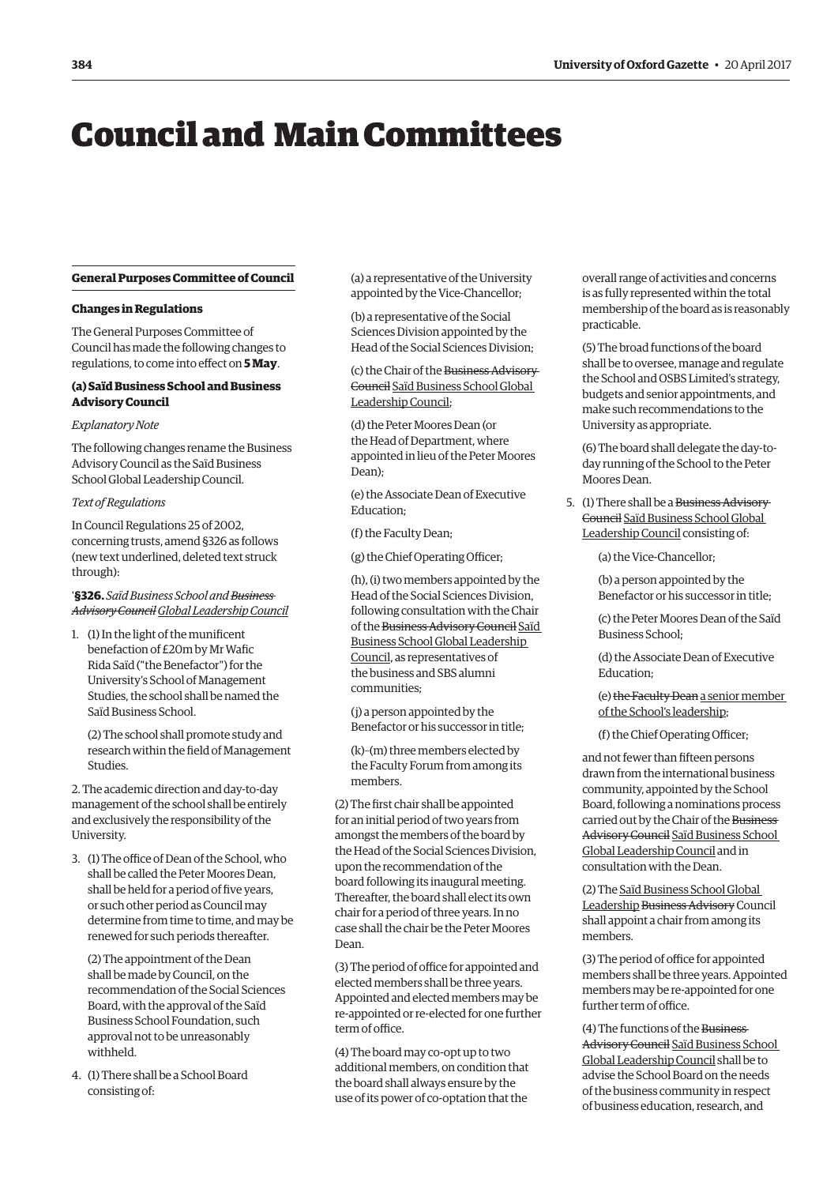# Council and Main Committees

## General Purposes Committee of Council

### Changes in Regulations

The General Purposes Committee of Council has made the following changes to regulations, to come into effect on **5 May**.

#### (a) Saïd Business School and Business Advisory Council

*Explanatory Note*

The following changes rename the Business Advisory Council as the Saïd Business School Global Leadership Council.

*Text of Regulations*

In Council Regulations 25 of 2002, concerning trusts, amend §326 as follows (new text underlined, deleted text struck through):

'**§326.** *Saïd Business School and ~~Business Advisory Council~~ <u>Global Leadership Council</u>*

1. (1) In the light of the munificent benefaction of £20m by Mr Wafic Rida Saïd ("the Benefactor") for the University's School of Management Studies, the school shall be named the Saïd Business School.

   (2) The school shall promote study and research within the field of Management Studies.

2. The academic direction and day-to-day management of the school shall be entirely and exclusively the responsibility of the University.

3. (1) The office of Dean of the School, who shall be called the Peter Moores Dean, shall be held for a period of five years, or such other period as Council may determine from time to time, and may be renewed for such periods thereafter.

   (2) The appointment of the Dean shall be made by Council, on the recommendation of the Social Sciences Board, with the approval of the Saïd Business School Foundation, such approval not to be unreasonably withheld.

4. (1) There shall be a School Board consisting of:

   (a) a representative of the University appointed by the Vice-Chancellor;

   (b) a representative of the Social Sciences Division appointed by the Head of the Social Sciences Division;

   (c) the Chair of the ~~Business Advisory Council~~ <u>Saïd Business School Global Leadership Council</u>;

   (d) the Peter Moores Dean (or the Head of Department, where appointed in lieu of the Peter Moores Dean);

   (e) the Associate Dean of Executive Education;

   (f) the Faculty Dean;

   (g) the Chief Operating Officer;

   (h), (i) two members appointed by the Head of the Social Sciences Division, following consultation with the Chair of the ~~Business Advisory Council~~ <u>Saïd Business School Global Leadership Council</u>, as representatives of the business and SBS alumni communities;

   (j) a person appointed by the Benefactor or his successor in title;

   (k)–(m) three members elected by the Faculty Forum from among its members.

   (2) The first chair shall be appointed for an initial period of two years from amongst the members of the board by the Head of the Social Sciences Division, upon the recommendation of the board following its inaugural meeting. Thereafter, the board shall elect its own chair for a period of three years. In no case shall the chair be the Peter Moores Dean.

   (3) The period of office for appointed and elected members shall be three years. Appointed and elected members may be re-appointed or re-elected for one further term of office.

   (4) The board may co-opt up to two additional members, on condition that the board shall always ensure by the use of its power of co-optation that the overall range of activities and concerns is as fully represented within the total membership of the board as is reasonably practicable.

   (5) The broad functions of the board shall be to oversee, manage and regulate the School and OSBS Limited's strategy, budgets and senior appointments, and make such recommendations to the University as appropriate.

   (6) The board shall delegate the day-to-day running of the School to the Peter Moores Dean.

5. (1) There shall be a ~~Business Advisory Council~~ <u>Saïd Business School Global Leadership Council</u> consisting of:

   (a) the Vice-Chancellor;

   (b) a person appointed by the Benefactor or his successor in title;

   (c) the Peter Moores Dean of the Saïd Business School;

   (d) the Associate Dean of Executive Education;

   (e) ~~the Faculty Dean~~ <u>a senior member of the School's leadership</u>;

   (f) the Chief Operating Officer;

   and not fewer than fifteen persons drawn from the international business community, appointed by the School Board, following a nominations process carried out by the Chair of the ~~Business Advisory Council~~ <u>Saïd Business School Global Leadership Council</u> and in consultation with the Dean.

   (2) The <u>Saïd Business School Global Leadership</u> ~~Business Advisory~~ Council shall appoint a chair from among its members.

   (3) The period of office for appointed members shall be three years. Appointed members may be re-appointed for one further term of office.

   (4) The functions of the ~~Business Advisory Council~~ <u>Saïd Business School Global Leadership Council</u> shall be to advise the School Board on the needs of the business community in respect of business education, research, and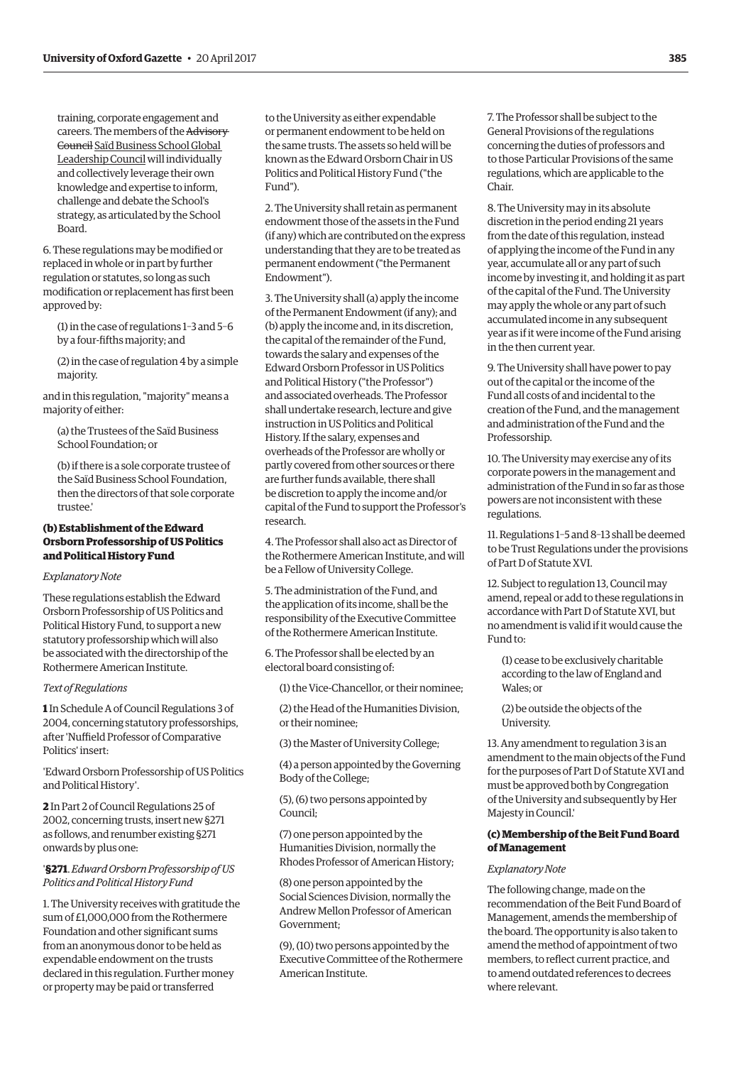training, corporate engagement and careers. The members of the ~~Advisory Council~~ Saïd Business School Global Leadership Council will individually and collectively leverage their own knowledge and expertise to inform, challenge and debate the School's strategy, as articulated by the School Board.

6. These regulations may be modified or replaced in whole or in part by further regulation or statutes, so long as such modification or replacement has first been approved by:

(1) in the case of regulations 1–3 and 5–6 by a four-fifths majority; and

(2) in the case of regulation 4 by a simple majority.

and in this regulation, "majority" means a majority of either:

(a) the Trustees of the Saïd Business School Foundation; or

(b) if there is a sole corporate trustee of the Saïd Business School Foundation, then the directors of that sole corporate trustee.'

### (b) Establishment of the Edward Orsborn Professorship of US Politics and Political History Fund

*Explanatory Note*

These regulations establish the Edward Orsborn Professorship of US Politics and Political History Fund, to support a new statutory professorship which will also be associated with the directorship of the Rothermere American Institute.

*Text of Regulations*

**1** In Schedule A of Council Regulations 3 of 2004, concerning statutory professorships, after 'Nuffield Professor of Comparative Politics' insert:

'Edward Orsborn Professorship of US Politics and Political History'.

**2** In Part 2 of Council Regulations 25 of 2002, concerning trusts, insert new §271 as follows, and renumber existing §271 onwards by plus one:

'**§271**. *Edward Orsborn Professorship of US Politics and Political History Fund*

1. The University receives with gratitude the sum of £1,000,000 from the Rothermere Foundation and other significant sums from an anonymous donor to be held as expendable endowment on the trusts declared in this regulation. Further money or property may be paid or transferred to the University as either expendable or permanent endowment to be held on the same trusts. The assets so held will be known as the Edward Orsborn Chair in US Politics and Political History Fund ("the Fund").

2. The University shall retain as permanent endowment those of the assets in the Fund (if any) which are contributed on the express understanding that they are to be treated as permanent endowment ("the Permanent Endowment").

3. The University shall (a) apply the income of the Permanent Endowment (if any); and (b) apply the income and, in its discretion, the capital of the remainder of the Fund, towards the salary and expenses of the Edward Orsborn Professor in US Politics and Political History ("the Professor") and associated overheads. The Professor shall undertake research, lecture and give instruction in US Politics and Political History. If the salary, expenses and overheads of the Professor are wholly or partly covered from other sources or there are further funds available, there shall be discretion to apply the income and/or capital of the Fund to support the Professor's research.

4. The Professor shall also act as Director of the Rothermere American Institute, and will be a Fellow of University College.

5. The administration of the Fund, and the application of its income, shall be the responsibility of the Executive Committee of the Rothermere American Institute.

6. The Professor shall be elected by an electoral board consisting of:

(1) the Vice-Chancellor, or their nominee;

(2) the Head of the Humanities Division, or their nominee;

(3) the Master of University College;

(4) a person appointed by the Governing Body of the College;

(5), (6) two persons appointed by Council;

(7) one person appointed by the Humanities Division, normally the Rhodes Professor of American History;

(8) one person appointed by the Social Sciences Division, normally the Andrew Mellon Professor of American Government;

(9), (10) two persons appointed by the Executive Committee of the Rothermere American Institute.

7. The Professor shall be subject to the General Provisions of the regulations concerning the duties of professors and to those Particular Provisions of the same regulations, which are applicable to the Chair.

8. The University may in its absolute discretion in the period ending 21 years from the date of this regulation, instead of applying the income of the Fund in any year, accumulate all or any part of such income by investing it, and holding it as part of the capital of the Fund. The University may apply the whole or any part of such accumulated income in any subsequent year as if it were income of the Fund arising in the then current year.

9. The University shall have power to pay out of the capital or the income of the Fund all costs of and incidental to the creation of the Fund, and the management and administration of the Fund and the Professorship.

10. The University may exercise any of its corporate powers in the management and administration of the Fund in so far as those powers are not inconsistent with these regulations.

11. Regulations 1–5 and 8–13 shall be deemed to be Trust Regulations under the provisions of Part D of Statute XVI.

12. Subject to regulation 13, Council may amend, repeal or add to these regulations in accordance with Part D of Statute XVI, but no amendment is valid if it would cause the Fund to:

(1) cease to be exclusively charitable according to the law of England and Wales; or

(2) be outside the objects of the University.

13. Any amendment to regulation 3 is an amendment to the main objects of the Fund for the purposes of Part D of Statute XVI and must be approved both by Congregation of the University and subsequently by Her Majesty in Council.'

### (c) Membership of the Beit Fund Board of Management

*Explanatory Note*

The following change, made on the recommendation of the Beit Fund Board of Management, amends the membership of the board. The opportunity is also taken to amend the method of appointment of two members, to reflect current practice, and to amend outdated references to decrees where relevant.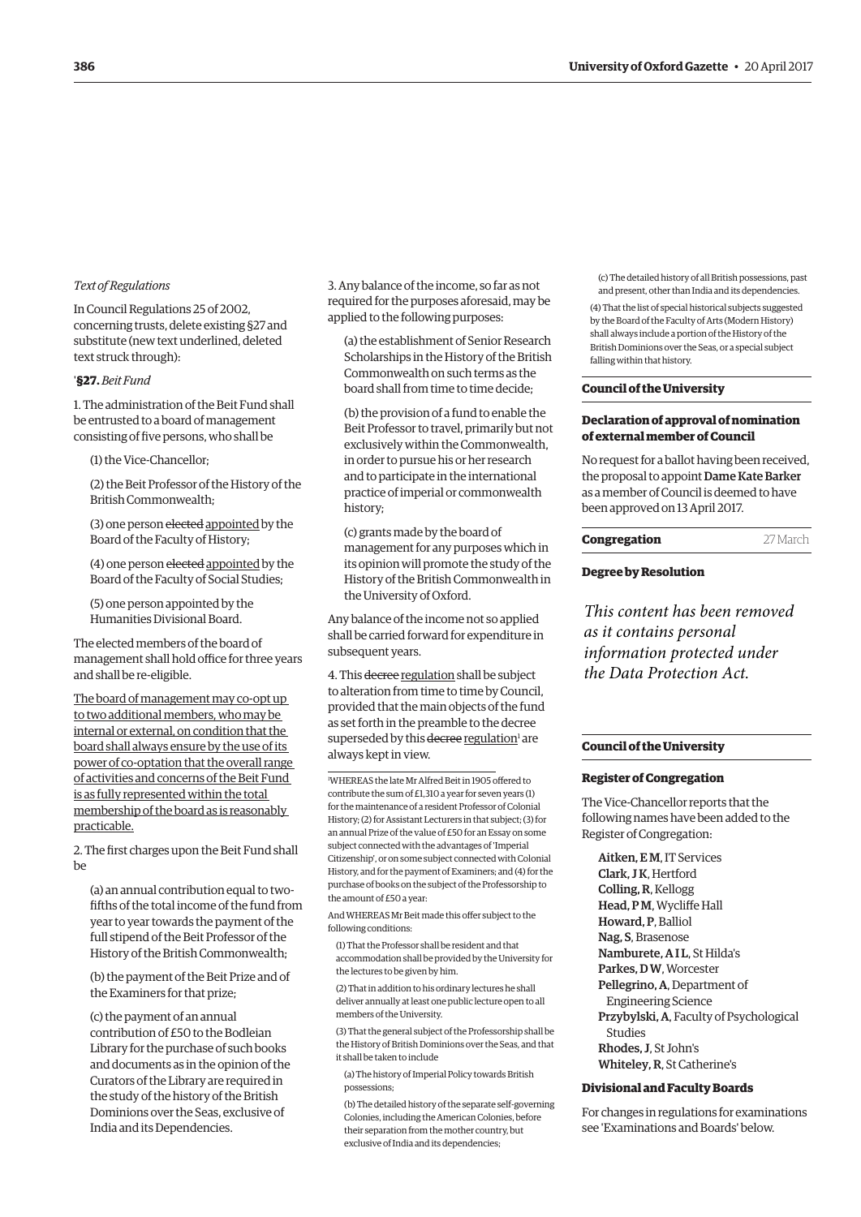*Text of Regulations*

In Council Regulations 25 of 2002, concerning trusts, delete existing §27 and substitute (new text underlined, deleted text struck through):

'**§27.** *Beit Fund*

1. The administration of the Beit Fund shall be entrusted to a board of management consisting of five persons, who shall be

(1) the Vice-Chancellor;

(2) the Beit Professor of the History of the British Commonwealth;

(3) one person ~~elected~~ <u>appointed</u> by the Board of the Faculty of History;

(4) one person ~~elected~~ <u>appointed</u> by the Board of the Faculty of Social Studies;

(5) one person appointed by the Humanities Divisional Board.

The elected members of the board of management shall hold office for three years and shall be re-eligible.

<u>The board of management may co-opt up to two additional members, who may be internal or external, on condition that the board shall always ensure by the use of its power of co-optation that the overall range of activities and concerns of the Beit Fund is as fully represented within the total membership of the board as is reasonably practicable.</u>

2. The first charges upon the Beit Fund shall be

(a) an annual contribution equal to two-fifths of the total income of the fund from year to year towards the payment of the full stipend of the Beit Professor of the History of the British Commonwealth;

(b) the payment of the Beit Prize and of the Examiners for that prize;

(c) the payment of an annual contribution of £50 to the Bodleian Library for the purchase of such books and documents as in the opinion of the Curators of the Library are required in the study of the history of the British Dominions over the Seas, exclusive of India and its Dependencies.

3. Any balance of the income, so far as not required for the purposes aforesaid, may be applied to the following purposes:

(a) the establishment of Senior Research Scholarships in the History of the British Commonwealth on such terms as the board shall from time to time decide;

(b) the provision of a fund to enable the Beit Professor to travel, primarily but not exclusively within the Commonwealth, in order to pursue his or her research and to participate in the international practice of imperial or commonwealth history;

(c) grants made by the board of management for any purposes which in its opinion will promote the study of the History of the British Commonwealth in the University of Oxford.

Any balance of the income not so applied shall be carried forward for expenditure in subsequent years.

4. This ~~decree~~ <u>regulation</u> shall be subject to alteration from time to time by Council, provided that the main objects of the fund as set forth in the preamble to the decree superseded by this ~~decree~~ <u>regulation</u>[1] are always kept in view.

---

[1]WHEREAS the late Mr Alfred Beit in 1905 offered to contribute the sum of £1,310 a year for seven years (1) for the maintenance of a resident Professor of Colonial History; (2) for Assistant Lecturers in that subject; (3) for an annual Prize of the value of £50 for an Essay on some subject connected with the advantages of 'Imperial Citizenship', or on some subject connected with Colonial History, and for the payment of Examiners; and (4) for the purchase of books on the subject of the Professorship to the amount of £50 a year:

And WHEREAS Mr Beit made this offer subject to the following conditions:

(1) That the Professor shall be resident and that accommodation shall be provided by the University for the lectures to be given by him.

(2) That in addition to his ordinary lectures he shall deliver annually at least one public lecture open to all members of the University.

(3) That the general subject of the Professorship shall be the History of British Dominions over the Seas, and that it shall be taken to include

(a) The history of Imperial Policy towards British possessions;

(b) The detailed history of the separate self-governing Colonies, including the American Colonies, before their separation from the mother country, but exclusive of India and its dependencies;

(c) The detailed history of all British possessions, past and present, other than India and its dependencies.

(4) That the list of special historical subjects suggested by the Board of the Faculty of Arts (Modern History) shall always include a portion of the History of the British Dominions over the Seas, or a special subject falling within that history.

## Council of the University

### Declaration of approval of nomination of external member of Council

No request for a ballot having been received, the proposal to appoint **Dame Kate Barker** as a member of Council is deemed to have been approved on 13 April 2017.

## Congregation

27 March

### Degree by Resolution

*This content has been removed as it contains personal information protected under the Data Protection Act.*

## Council of the University

### Register of Congregation

The Vice-Chancellor reports that the following names have been added to the Register of Congregation:

**Aitken, E M**, IT Services
**Clark, J K**, Hertford
**Colling, R**, Kellogg
**Head, P M**, Wycliffe Hall
**Howard, P**, Balliol
**Nag, S**, Brasenose
**Namburete, A I L**, St Hilda's
**Parkes, D W**, Worcester
**Pellegrino, A**, Department of Engineering Science
**Przybylski, A**, Faculty of Psychological Studies
**Rhodes, J**, St John's
**Whiteley, R**, St Catherine's

### Divisional and Faculty Boards

For changes in regulations for examinations see 'Examinations and Boards' below.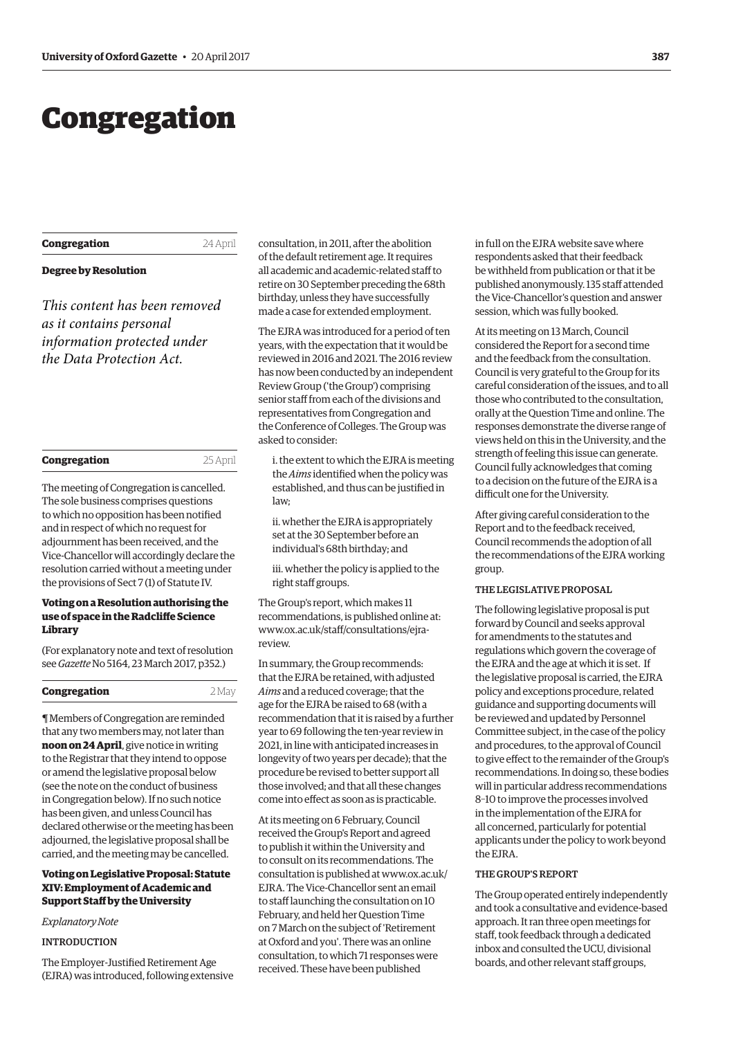# Congregation

## Congregation — 24 April

### Degree by Resolution

*This content has been removed as it contains personal information protected under the Data Protection Act.*

## Congregation — 25 April

The meeting of Congregation is cancelled. The sole business comprises questions to which no opposition has been notified and in respect of which no request for adjournment has been received, and the Vice-Chancellor will accordingly declare the resolution carried without a meeting under the provisions of Sect 7 (1) of Statute IV.

### Voting on a Resolution authorising the use of space in the Radcliffe Science Library

(For explanatory note and text of resolution see *Gazette* No 5164, 23 March 2017, p352.)

## Congregation — 2 May

¶ Members of Congregation are reminded that any two members may, not later than **noon on 24 April**, give notice in writing to the Registrar that they intend to oppose or amend the legislative proposal below (see the note on the conduct of business in Congregation below). If no such notice has been given, and unless Council has declared otherwise or the meeting has been adjourned, the legislative proposal shall be carried, and the meeting may be cancelled.

### Voting on Legislative Proposal: Statute XIV: Employment of Academic and Support Staff by the University

*Explanatory Note*

INTRODUCTION

The Employer-Justified Retirement Age (EJRA) was introduced, following extensive consultation, in 2011, after the abolition of the default retirement age. It requires all academic and academic-related staff to retire on 30 September preceding the 68th birthday, unless they have successfully made a case for extended employment.

The EJRA was introduced for a period of ten years, with the expectation that it would be reviewed in 2016 and 2021. The 2016 review has now been conducted by an independent Review Group ('the Group') comprising senior staff from each of the divisions and representatives from Congregation and the Conference of Colleges. The Group was asked to consider:

i. the extent to which the EJRA is meeting the *Aims* identified when the policy was established, and thus can be justified in law;

ii. whether the EJRA is appropriately set at the 30 September before an individual's 68th birthday; and

iii. whether the policy is applied to the right staff groups.

The Group's report, which makes 11 recommendations, is published online at: www.ox.ac.uk/staff/consultations/ejra-review.

In summary, the Group recommends: that the EJRA be retained, with adjusted *Aims* and a reduced coverage; that the age for the EJRA be raised to 68 (with a recommendation that it is raised by a further year to 69 following the ten-year review in 2021, in line with anticipated increases in longevity of two years per decade); that the procedure be revised to better support all those involved; and that all these changes come into effect as soon as is practicable.

At its meeting on 6 February, Council received the Group's Report and agreed to publish it within the University and to consult on its recommendations. The consultation is published at www.ox.ac.uk/EJRA. The Vice-Chancellor sent an email to staff launching the consultation on 10 February, and held her Question Time on 7 March on the subject of 'Retirement at Oxford and you'. There was an online consultation, to which 71 responses were received. These have been published in full on the EJRA website save where respondents asked that their feedback be withheld from publication or that it be published anonymously. 135 staff attended the Vice-Chancellor's question and answer session, which was fully booked.

At its meeting on 13 March, Council considered the Report for a second time and the feedback from the consultation. Council is very grateful to the Group for its careful consideration of the issues, and to all those who contributed to the consultation, orally at the Question Time and online. The responses demonstrate the diverse range of views held on this in the University, and the strength of feeling this issue can generate. Council fully acknowledges that coming to a decision on the future of the EJRA is a difficult one for the University.

After giving careful consideration to the Report and to the feedback received, Council recommends the adoption of all the recommendations of the EJRA working group.

THE LEGISLATIVE PROPOSAL

The following legislative proposal is put forward by Council and seeks approval for amendments to the statutes and regulations which govern the coverage of the EJRA and the age at which it is set. If the legislative proposal is carried, the EJRA policy and exceptions procedure, related guidance and supporting documents will be reviewed and updated by Personnel Committee subject, in the case of the policy and procedures, to the approval of Council to give effect to the remainder of the Group's recommendations. In doing so, these bodies will in particular address recommendations 8–10 to improve the processes involved in the implementation of the EJRA for all concerned, particularly for potential applicants under the policy to work beyond the EJRA.

THE GROUP'S REPORT

The Group operated entirely independently and took a consultative and evidence-based approach. It ran three open meetings for staff, took feedback through a dedicated inbox and consulted the UCU, divisional boards, and other relevant staff groups,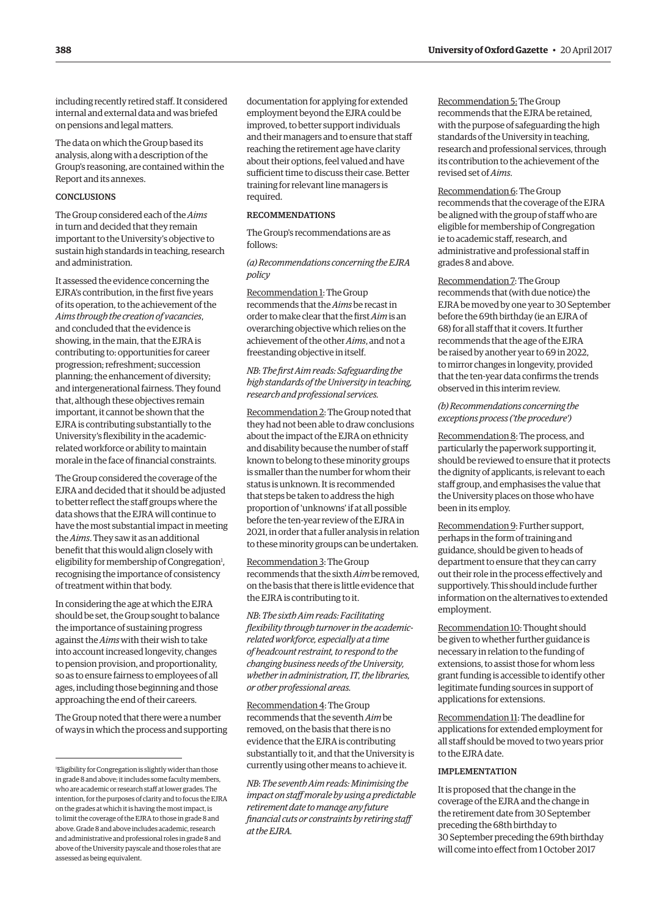including recently retired staff. It considered internal and external data and was briefed on pensions and legal matters.

The data on which the Group based its analysis, along with a description of the Group's reasoning, are contained within the Report and its annexes.

### CONCLUSIONS

The Group considered each of the *Aims* in turn and decided that they remain important to the University's objective to sustain high standards in teaching, research and administration.

It assessed the evidence concerning the EJRA's contribution, in the first five years of its operation, to the achievement of the *Aims through the creation of vacancies*, and concluded that the evidence is showing, in the main, that the EJRA is contributing to: opportunities for career progression; refreshment; succession planning; the enhancement of diversity; and intergenerational fairness. They found that, although these objectives remain important, it cannot be shown that the EJRA is contributing substantially to the University's flexibility in the academic-related workforce or ability to maintain morale in the face of financial constraints.

The Group considered the coverage of the EJRA and decided that it should be adjusted to better reflect the staff groups where the data shows that the EJRA will continue to have the most substantial impact in meeting the *Aims*. They saw it as an additional benefit that this would align closely with eligibility for membership of Congregation[1], recognising the importance of consistency of treatment within that body.

In considering the age at which the EJRA should be set, the Group sought to balance the importance of sustaining progress against the *Aims* with their wish to take into account increased longevity, changes to pension provision, and proportionality, so as to ensure fairness to employees of all ages, including those beginning and those approaching the end of their careers.

The Group noted that there were a number of ways in which the process and supporting documentation for applying for extended employment beyond the EJRA could be improved, to better support individuals and their managers and to ensure that staff reaching the retirement age have clarity about their options, feel valued and have sufficient time to discuss their case. Better training for relevant line managers is required.

### RECOMMENDATIONS

The Group's recommendations are as follows:

*(a) Recommendations concerning the EJRA policy*

Recommendation 1: The Group recommends that the *Aims* be recast in order to make clear that the first *Aim* is an overarching objective which relies on the achievement of the other *Aims*, and not a freestanding objective in itself.

*NB: The first Aim reads: Safeguarding the high standards of the University in teaching, research and professional services.*

Recommendation 2: The Group noted that they had not been able to draw conclusions about the impact of the EJRA on ethnicity and disability because the number of staff known to belong to these minority groups is smaller than the number for whom their status is unknown. It is recommended that steps be taken to address the high proportion of 'unknowns' if at all possible before the ten-year review of the EJRA in 2021, in order that a fuller analysis in relation to these minority groups can be undertaken.

Recommendation 3: The Group recommends that the sixth *Aim* be removed, on the basis that there is little evidence that the EJRA is contributing to it.

*NB: The sixth Aim reads: Facilitating flexibility through turnover in the academic-related workforce, especially at a time of headcount restraint, to respond to the changing business needs of the University, whether in administration, IT, the libraries, or other professional areas.*

Recommendation 4: The Group recommends that the seventh *Aim* be removed, on the basis that there is no evidence that the EJRA is contributing substantially to it, and that the University is currently using other means to achieve it.

*NB: The seventh Aim reads: Minimising the impact on staff morale by using a predictable retirement date to manage any future financial cuts or constraints by retiring staff at the EJRA.*

Recommendation 5: The Group recommends that the EJRA be retained, with the purpose of safeguarding the high standards of the University in teaching, research and professional services, through its contribution to the achievement of the revised set of *Aims*.

Recommendation 6: The Group recommends that the coverage of the EJRA be aligned with the group of staff who are eligible for membership of Congregation ie to academic staff, research, and administrative and professional staff in grades 8 and above.

Recommendation 7: The Group recommends that (with due notice) the EJRA be moved by one year to 30 September before the 69th birthday (ie an EJRA of 68) for all staff that it covers. It further recommends that the age of the EJRA be raised by another year to 69 in 2022, to mirror changes in longevity, provided that the ten-year data confirms the trends observed in this interim review.

*(b) Recommendations concerning the exceptions process ('the procedure')*

Recommendation 8: The process, and particularly the paperwork supporting it, should be reviewed to ensure that it protects the dignity of applicants, is relevant to each staff group, and emphasises the value that the University places on those who have been in its employ.

Recommendation 9: Further support, perhaps in the form of training and guidance, should be given to heads of department to ensure that they can carry out their role in the process effectively and supportively. This should include further information on the alternatives to extended employment.

Recommendation 10: Thought should be given to whether further guidance is necessary in relation to the funding of extensions, to assist those for whom less grant funding is accessible to identify other legitimate funding sources in support of applications for extensions.

Recommendation 11: The deadline for applications for extended employment for all staff should be moved to two years prior to the EJRA date.

### IMPLEMENTATION

It is proposed that the change in the coverage of the EJRA and the change in the retirement date from 30 September preceding the 68th birthday to 30 September preceding the 69th birthday will come into effect from 1 October 2017

---

[1] Eligibility for Congregation is slightly wider than those in grade 8 and above; it includes some faculty members, who are academic or research staff at lower grades. The intention, for the purposes of clarity and to focus the EJRA on the grades at which it is having the most impact, is to limit the coverage of the EJRA to those in grade 8 and above. Grade 8 and above includes academic, research and administrative and professional roles in grade 8 and above of the University payscale and those roles that are assessed as being equivalent.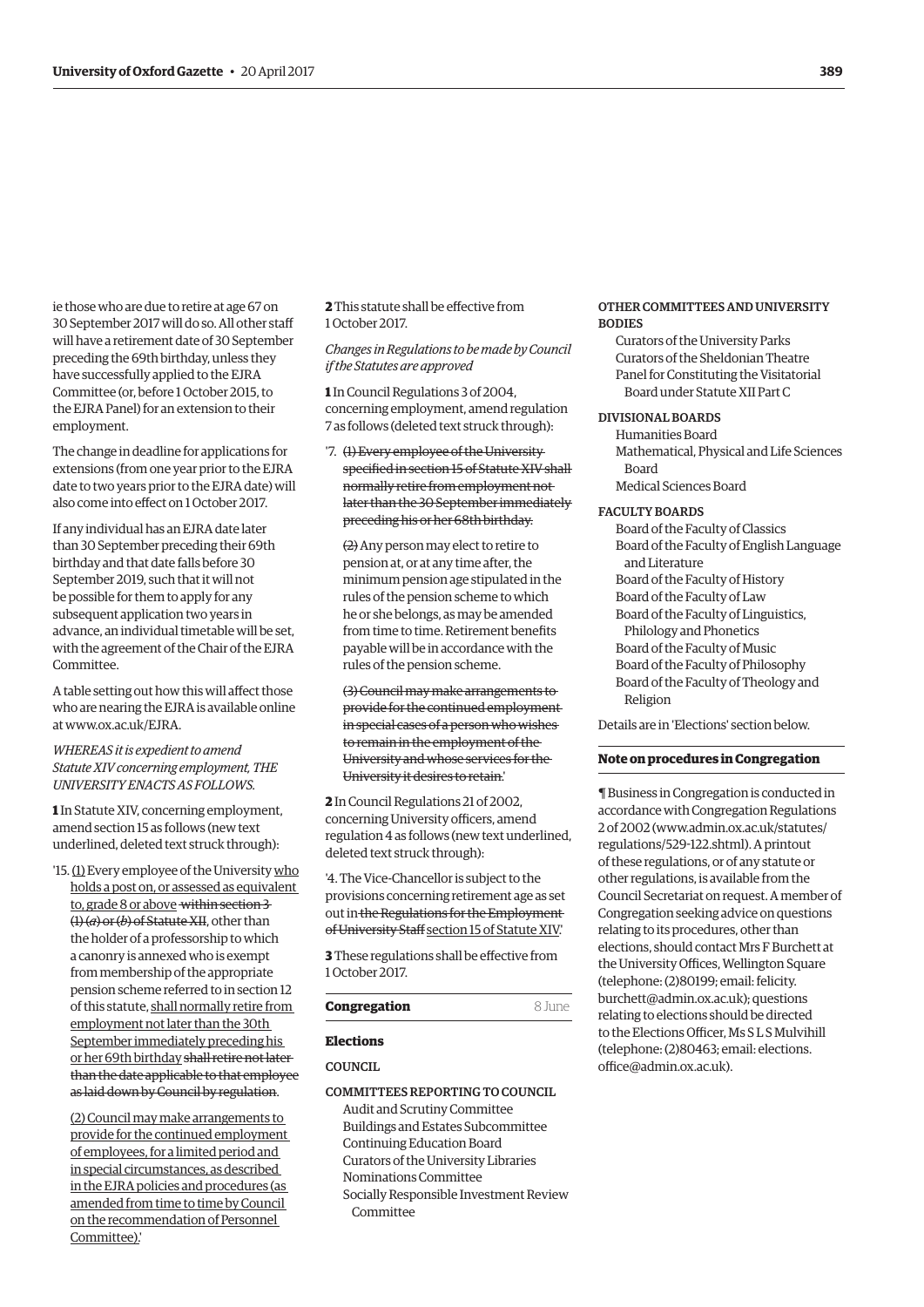ie those who are due to retire at age 67 on 30 September 2017 will do so. All other staff will have a retirement date of 30 September preceding the 69th birthday, unless they have successfully applied to the EJRA Committee (or, before 1 October 2015, to the EJRA Panel) for an extension to their employment.

The change in deadline for applications for extensions (from one year prior to the EJRA date to two years prior to the EJRA date) will also come into effect on 1 October 2017.

If any individual has an EJRA date later than 30 September preceding their 69th birthday and that date falls before 30 September 2019, such that it will not be possible for them to apply for any subsequent application two years in advance, an individual timetable will be set, with the agreement of the Chair of the EJRA Committee.

A table setting out how this will affect those who are nearing the EJRA is available online at www.ox.ac.uk/EJRA.

*WHEREAS it is expedient to amend Statute XIV concerning employment, THE UNIVERSITY ENACTS AS FOLLOWS.*

**1** In Statute XIV, concerning employment, amend section 15 as follows (new text underlined, deleted text struck through):

'15. <u>(1)</u> Every employee of the University <u>who holds a post on, or assessed as equivalent to, grade 8 or above</u> ~~within section 3 (1) (*a*) or (*b*) of Statute XII~~, other than the holder of a professorship to which a canonry is annexed who is exempt from membership of the appropriate pension scheme referred to in section 12 of this statute, <u>shall normally retire from employment not later than the 30th September immediately preceding his or her 69th birthday</u> ~~shall retire not later than the date applicable to that employee as laid down by Council by regulation~~.

<u>(2) Council may make arrangements to provide for the continued employment of employees, for a limited period and in special circumstances, as described in the EJRA policies and procedures (as amended from time to time by Council on the recommendation of Personnel Committee).</u>'

**2** This statute shall be effective from 1 October 2017.

*Changes in Regulations to be made by Council if the Statutes are approved*

**1** In Council Regulations 3 of 2004, concerning employment, amend regulation 7 as follows (deleted text struck through):

'7. ~~(1) Every employee of the University specified in section 15 of Statute XIV shall normally retire from employment not later than the 30 September immediately preceding his or her 68th birthday.~~

~~(2)~~ Any person may elect to retire to pension at, or at any time after, the minimum pension age stipulated in the rules of the pension scheme to which he or she belongs, as may be amended from time to time. Retirement benefits payable will be in accordance with the rules of the pension scheme.

~~(3) Council may make arrangements to provide for the continued employment in special cases of a person who wishes to remain in the employment of the University and whose services for the University it desires to retain.~~'

**2** In Council Regulations 21 of 2002, concerning University officers, amend regulation 4 as follows (new text underlined, deleted text struck through):

'4. The Vice-Chancellor is subject to the provisions concerning retirement age as set out in ~~the Regulations for the Employment of University Staff~~ <u>section 15 of Statute XIV</u>.'

**3** These regulations shall be effective from 1 October 2017.

## Congregation 8 June

### Elections

COUNCIL

COMMITTEES REPORTING TO COUNCIL
- Audit and Scrutiny Committee
- Buildings and Estates Subcommittee
- Continuing Education Board
- Curators of the University Libraries
- Nominations Committee
- Socially Responsible Investment Review Committee

OTHER COMMITTEES AND UNIVERSITY BODIES
- Curators of the University Parks
- Curators of the Sheldonian Theatre
- Panel for Constituting the Visitatorial Board under Statute XII Part C

DIVISIONAL BOARDS
- Humanities Board
- Mathematical, Physical and Life Sciences Board
- Medical Sciences Board

FACULTY BOARDS
- Board of the Faculty of Classics
- Board of the Faculty of English Language and Literature
- Board of the Faculty of History
- Board of the Faculty of Law
- Board of the Faculty of Linguistics, Philology and Phonetics
- Board of the Faculty of Music
- Board of the Faculty of Philosophy
- Board of the Faculty of Theology and Religion

Details are in 'Elections' section below.

### Note on procedures in Congregation

¶ Business in Congregation is conducted in accordance with Congregation Regulations 2 of 2002 (www.admin.ox.ac.uk/statutes/regulations/529-122.shtml). A printout of these regulations, or of any statute or other regulations, is available from the Council Secretariat on request. A member of Congregation seeking advice on questions relating to its procedures, other than elections, should contact Mrs F Burchett at the University Offices, Wellington Square (telephone: (2)80199; email: felicity.burchett@admin.ox.ac.uk); questions relating to elections should be directed to the Elections Officer, Ms S L S Mulvihill (telephone: (2)80463; email: elections.office@admin.ox.ac.uk).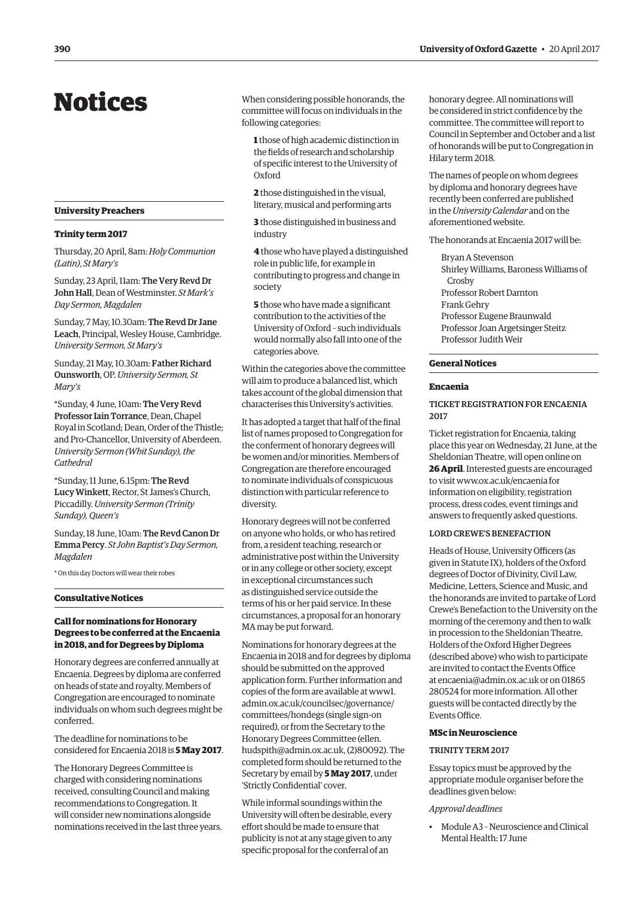# Notices

## University Preachers

### Trinity term 2017

Thursday, 20 April, 8am: *Holy Communion (Latin), St Mary's*

Sunday, 23 April, 11am: **The Very Revd Dr John Hall**, Dean of Westminster. *St Mark's Day Sermon, Magdalen*

Sunday, 7 May, 10.30am: **The Revd Dr Jane Leach**, Principal, Wesley House, Cambridge. *University Sermon, St Mary's*

Sunday, 21 May, 10.30am: **Father Richard Ounsworth**, OP. *University Sermon, St Mary's*

\*Sunday, 4 June, 10am: **The Very Revd Professor Iain Torrance**, Dean, Chapel Royal in Scotland; Dean, Order of the Thistle; and Pro-Chancellor, University of Aberdeen. *University Sermon (Whit Sunday), the Cathedral*

\*Sunday, 11 June, 6.15pm: **The Revd Lucy Winkett**, Rector, St James's Church, Piccadilly. *University Sermon (Trinity Sunday), Queen's*

Sunday, 18 June, 10am: **The Revd Canon Dr Emma Percy**. *St John Baptist's Day Sermon, Magdalen*

\* On this day Doctors will wear their robes

## Consultative Notices

### Call for nominations for Honorary Degrees to be conferred at the Encaenia in 2018, and for Degrees by Diploma

Honorary degrees are conferred annually at Encaenia. Degrees by diploma are conferred on heads of state and royalty. Members of Congregation are encouraged to nominate individuals on whom such degrees might be conferred.

The deadline for nominations to be considered for Encaenia 2018 is **5 May 2017**.

The Honorary Degrees Committee is charged with considering nominations received, consulting Council and making recommendations to Congregation. It will consider new nominations alongside nominations received in the last three years.

When considering possible honorands, the committee will focus on individuals in the following categories:

**1** those of high academic distinction in the fields of research and scholarship of specific interest to the University of Oxford

**2** those distinguished in the visual, literary, musical and performing arts

**3** those distinguished in business and industry

**4** those who have played a distinguished role in public life, for example in contributing to progress and change in society

**5** those who have made a significant contribution to the activities of the University of Oxford – such individuals would normally also fall into one of the categories above.

Within the categories above the committee will aim to produce a balanced list, which takes account of the global dimension that characterises this University's activities.

It has adopted a target that half of the final list of names proposed to Congregation for the conferment of honorary degrees will be women and/or minorities. Members of Congregation are therefore encouraged to nominate individuals of conspicuous distinction with particular reference to diversity.

Honorary degrees will not be conferred on anyone who holds, or who has retired from, a resident teaching, research or administrative post within the University or in any college or other society, except in exceptional circumstances such as distinguished service outside the terms of his or her paid service. In these circumstances, a proposal for an honorary MA may be put forward.

Nominations for honorary degrees at the Encaenia in 2018 and for degrees by diploma should be submitted on the approved application form. Further information and copies of the form are available at www1.admin.ox.ac.uk/councilsec/governance/committees/hondegs (single sign-on required), or from the Secretary to the Honorary Degrees Committee (ellen.hudspith@admin.ox.ac.uk, (2)80092). The completed form should be returned to the Secretary by email by **5 May 2017**, under 'Strictly Confidential' cover.

While informal soundings within the University will often be desirable, every effort should be made to ensure that publicity is not at any stage given to any specific proposal for the conferral of an honorary degree. All nominations will be considered in strict confidence by the committee. The committee will report to Council in September and October and a list of honorands will be put to Congregation in Hilary term 2018.

The names of people on whom degrees by diploma and honorary degrees have recently been conferred are published in the *University Calendar* and on the aforementioned website.

The honorands at Encaenia 2017 will be:

Bryan A Stevenson
Shirley Williams, Baroness Williams of Crosby
Professor Robert Darnton
Frank Gehry
Professor Eugene Braunwald
Professor Joan Argetsinger Steitz
Professor Judith Weir

## General Notices

### Encaenia

#### TICKET REGISTRATION FOR ENCAENIA 2017

Ticket registration for Encaenia, taking place this year on Wednesday, 21 June, at the Sheldonian Theatre, will open online on **26 April**. Interested guests are encouraged to visit www.ox.ac.uk/encaenia for information on eligibility, registration process, dress codes, event timings and answers to frequently asked questions.

#### LORD CREWE'S BENEFACTION

Heads of House, University Officers (as given in Statute IX), holders of the Oxford degrees of Doctor of Divinity, Civil Law, Medicine, Letters, Science and Music, and the honorands are invited to partake of Lord Crewe's Benefaction to the University on the morning of the ceremony and then to walk in procession to the Sheldonian Theatre. Holders of the Oxford Higher Degrees (described above) who wish to participate are invited to contact the Events Office at encaenia@admin.ox.ac.uk or on 01865 280524 for more information. All other guests will be contacted directly by the Events Office.

### MSc in Neuroscience

#### TRINITY TERM 2017

Essay topics must be approved by the appropriate module organiser before the deadlines given below:

*Approval deadlines*

- Module A3 – Neuroscience and Clinical Mental Health: 17 June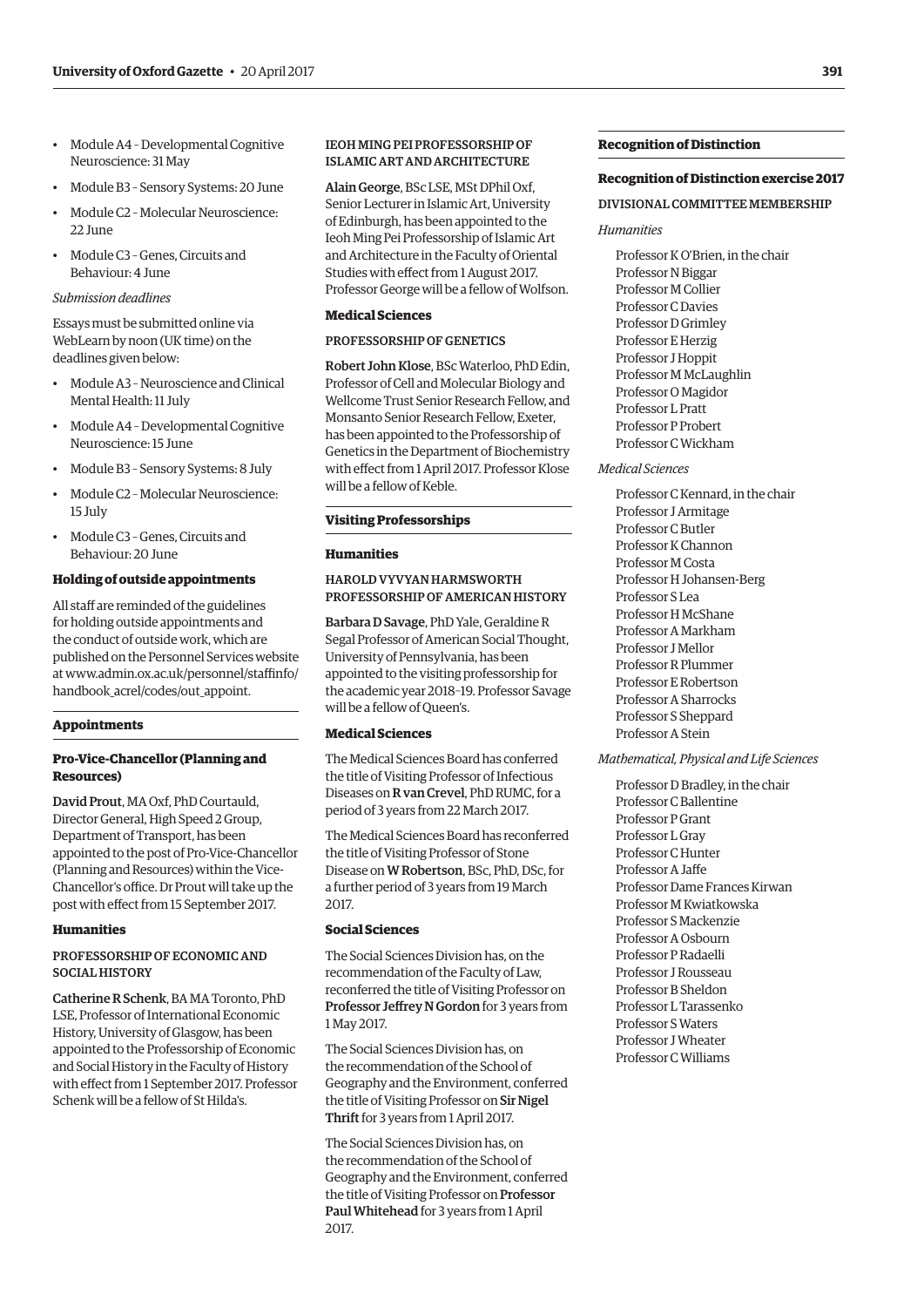- Module A4 – Developmental Cognitive Neuroscience: 31 May
- Module B3 – Sensory Systems: 20 June
- Module C2 – Molecular Neuroscience: 22 June
- Module C3 – Genes, Circuits and Behaviour: 4 June

*Submission deadlines*

Essays must be submitted online via WebLearn by noon (UK time) on the deadlines given below:

- Module A3 – Neuroscience and Clinical Mental Health: 11 July
- Module A4 – Developmental Cognitive Neuroscience: 15 June
- Module B3 – Sensory Systems: 8 July
- Module C2 – Molecular Neuroscience: 15 July
- Module C3 – Genes, Circuits and Behaviour: 20 June

### Holding of outside appointments

All staff are reminded of the guidelines for holding outside appointments and the conduct of outside work, which are published on the Personnel Services website at www.admin.ox.ac.uk/personnel/staffinfo/handbook_acrel/codes/out_appoint.

## Appointments

### Pro-Vice-Chancellor (Planning and Resources)

**David Prout**, MA Oxf, PhD Courtauld, Director General, High Speed 2 Group, Department of Transport, has been appointed to the post of Pro-Vice-Chancellor (Planning and Resources) within the Vice-Chancellor's office. Dr Prout will take up the post with effect from 15 September 2017.

### Humanities

PROFESSORSHIP OF ECONOMIC AND SOCIAL HISTORY

**Catherine R Schenk**, BA MA Toronto, PhD LSE, Professor of International Economic History, University of Glasgow, has been appointed to the Professorship of Economic and Social History in the Faculty of History with effect from 1 September 2017. Professor Schenk will be a fellow of St Hilda's.

IEOH MING PEI PROFESSORSHIP OF ISLAMIC ART AND ARCHITECTURE

**Alain George**, BSc LSE, MSt DPhil Oxf, Senior Lecturer in Islamic Art, University of Edinburgh, has been appointed to the Ieoh Ming Pei Professorship of Islamic Art and Architecture in the Faculty of Oriental Studies with effect from 1 August 2017. Professor George will be a fellow of Wolfson.

### Medical Sciences

PROFESSORSHIP OF GENETICS

**Robert John Klose**, BSc Waterloo, PhD Edin, Professor of Cell and Molecular Biology and Wellcome Trust Senior Research Fellow, and Monsanto Senior Research Fellow, Exeter, has been appointed to the Professorship of Genetics in the Department of Biochemistry with effect from 1 April 2017. Professor Klose will be a fellow of Keble.

## Visiting Professorships

### Humanities

HAROLD VYVYAN HARMSWORTH PROFESSORSHIP OF AMERICAN HISTORY

**Barbara D Savage**, PhD Yale, Geraldine R Segal Professor of American Social Thought, University of Pennsylvania, has been appointed to the visiting professorship for the academic year 2018–19. Professor Savage will be a fellow of Queen's.

### Medical Sciences

The Medical Sciences Board has conferred the title of Visiting Professor of Infectious Diseases on **R van Crevel**, PhD RUMC, for a period of 3 years from 22 March 2017.

The Medical Sciences Board has reconferred the title of Visiting Professor of Stone Disease on **W Robertson**, BSc, PhD, DSc, for a further period of 3 years from 19 March 2017.

### Social Sciences

The Social Sciences Division has, on the recommendation of the Faculty of Law, reconferred the title of Visiting Professor on **Professor Jeffrey N Gordon** for 3 years from 1 May 2017.

The Social Sciences Division has, on the recommendation of the School of Geography and the Environment, conferred the title of Visiting Professor on **Sir Nigel Thrift** for 3 years from 1 April 2017.

The Social Sciences Division has, on the recommendation of the School of Geography and the Environment, conferred the title of Visiting Professor on **Professor Paul Whitehead** for 3 years from 1 April 2017.

## Recognition of Distinction

### Recognition of Distinction exercise 2017

DIVISIONAL COMMITTEE MEMBERSHIP

*Humanities*

Professor K O'Brien, in the chair
Professor N Biggar
Professor M Collier
Professor C Davies
Professor D Grimley
Professor E Herzig
Professor J Hoppit
Professor M McLaughlin
Professor O Magidor
Professor L Pratt
Professor P Probert
Professor C Wickham

*Medical Sciences*

Professor C Kennard, in the chair
Professor J Armitage
Professor C Butler
Professor K Channon
Professor M Costa
Professor H Johansen-Berg
Professor S Lea
Professor H McShane
Professor A Markham
Professor J Mellor
Professor R Plummer
Professor E Robertson
Professor A Sharrocks
Professor S Sheppard
Professor A Stein

*Mathematical, Physical and Life Sciences*

Professor D Bradley, in the chair
Professor C Ballentine
Professor P Grant
Professor L Gray
Professor C Hunter
Professor A Jaffe
Professor Dame Frances Kirwan
Professor M Kwiatkowska
Professor S Mackenzie
Professor A Osbourn
Professor P Radaelli
Professor J Rousseau
Professor B Sheldon
Professor L Tarassenko
Professor S Waters
Professor J Wheater
Professor C Williams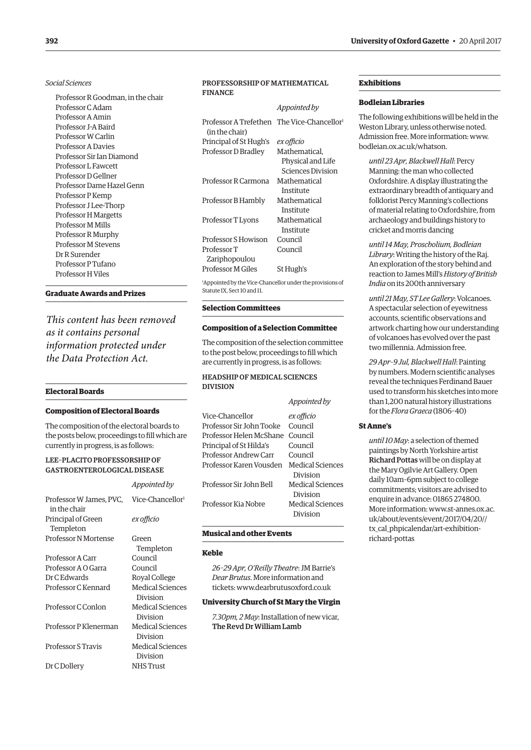*Social Sciences*

Professor R Goodman, in the chair
Professor C Adam
Professor A Amin
Professor J-A Baird
Professor W Carlin
Professor A Davies
Professor Sir Ian Diamond
Professor L Fawcett
Professor D Gellner
Professor Dame Hazel Genn
Professor P Kemp
Professor J Lee-Thorp
Professor H Margetts
Professor M Mills
Professor R Murphy
Professor M Stevens
Dr R Surender
Professor P Tufano
Professor H Viles

## Graduate Awards and Prizes

*This content has been removed as it contains personal information protected under the Data Protection Act.*

## Electoral Boards

### Composition of Electoral Boards

The composition of the electoral boards to the posts below, proceedings to fill which are currently in progress, is as follows:

#### LEE–PLACITO PROFESSORSHIP OF GASTROENTEROLOGICAL DISEASE

| | *Appointed by* |
|---|---|
| Professor W James, PVC, in the chair | Vice-Chancellor[1] |
| Principal of Green Templeton | *ex officio* |
| Professor N Mortense | Green Templeton |
| Professor A Carr | Council |
| Professor A O Garra | Council |
| Dr C Edwards | Royal College |
| Professor C Kennard | Medical Sciences Division |
| Professor C Conlon | Medical Sciences Division |
| Professor P Klenerman | Medical Sciences Division |
| Professor S Travis | Medical Sciences Division |
| Dr C Dollery | NHS Trust |

#### PROFESSORSHIP OF MATHEMATICAL FINANCE

| | *Appointed by* |
|---|---|
| Professor A Trefethen (in the chair) | The Vice-Chancellor[1] |
| Principal of St Hugh's | *ex officio* |
| Professor D Bradley | Mathematical, Physical and Life Sciences Division |
| Professor R Carmona | Mathematical Institute |
| Professor B Hambly | Mathematical Institute |
| Professor T Lyons | Mathematical Institute |
| Professor S Howison | Council |
| Professor T Zariphopoulou | Council |
| Professor M Giles | St Hugh's |

[1]Appointed by the Vice-Chancellor under the provisions of Statute IX, Sect 10 and 11.

## Selection Committees

### Composition of a Selection Committee

The composition of the selection committee to the post below, proceedings to fill which are currently in progress, is as follows:

#### HEADSHIP OF MEDICAL SCIENCES DIVISION

| | *Appointed by* |
|---|---|
| Vice-Chancellor | *ex officio* |
| Professor Sir John Tooke | Council |
| Professor Helen McShane | Council |
| Principal of St Hilda's | Council |
| Professor Andrew Carr | Council |
| Professor Karen Vousden | Medical Sciences Division |
| Professor Sir John Bell | Medical Sciences Division |
| Professor Kia Nobre | Medical Sciences Division |

## Musical and other Events

### Keble

*26–29 Apr, O'Reilly Theatre*: JM Barrie's *Dear Brutus*. More information and tickets: www.dearbrutusoxford.co.uk

### University Church of St Mary the Virgin

*7.30pm, 2 May*: Installation of new vicar, **The Revd Dr William Lamb**

## Exhibitions

### Bodleian Libraries

The following exhibitions will be held in the Weston Library, unless otherwise noted. Admission free. More information: www.bodleian.ox.ac.uk/whatson.

*until 23 Apr, Blackwell Hall*: Percy Manning: the man who collected Oxfordshire. A display illustrating the extraordinary breadth of antiquary and folklorist Percy Manning's collections of material relating to Oxfordshire, from archaeology and buildings history to cricket and morris dancing

*until 14 May, Proscholium, Bodleian Library*: Writing the history of the Raj. An exploration of the story behind and reaction to James Mill's *History of British India* on its 200th anniversary

*until 21 May, ST Lee Gallery*: Volcanoes. A spectacular selection of eyewitness accounts, scientific observations and artwork charting how our understanding of volcanoes has evolved over the past two millennia. Admission free.

*29 Apr–9 Jul, Blackwell Hall*: Painting by numbers. Modern scientific analyses reveal the techniques Ferdinand Bauer used to transform his sketches into more than 1,200 natural history illustrations for the *Flora Graeca* (1806–40)

### St Anne's

*until 10 May*: a selection of themed paintings by North Yorkshire artist **Richard Pottas** will be on display at the Mary Ogilvie Art Gallery. Open daily 10am–6pm subject to college commitments; visitors are advised to enquire in advance: 01865 274800. More information: www.st-annes.ox.ac.uk/about/events/event/2017/04/20//tx_cal_phpicalendar/art-exhibition-richard-pottas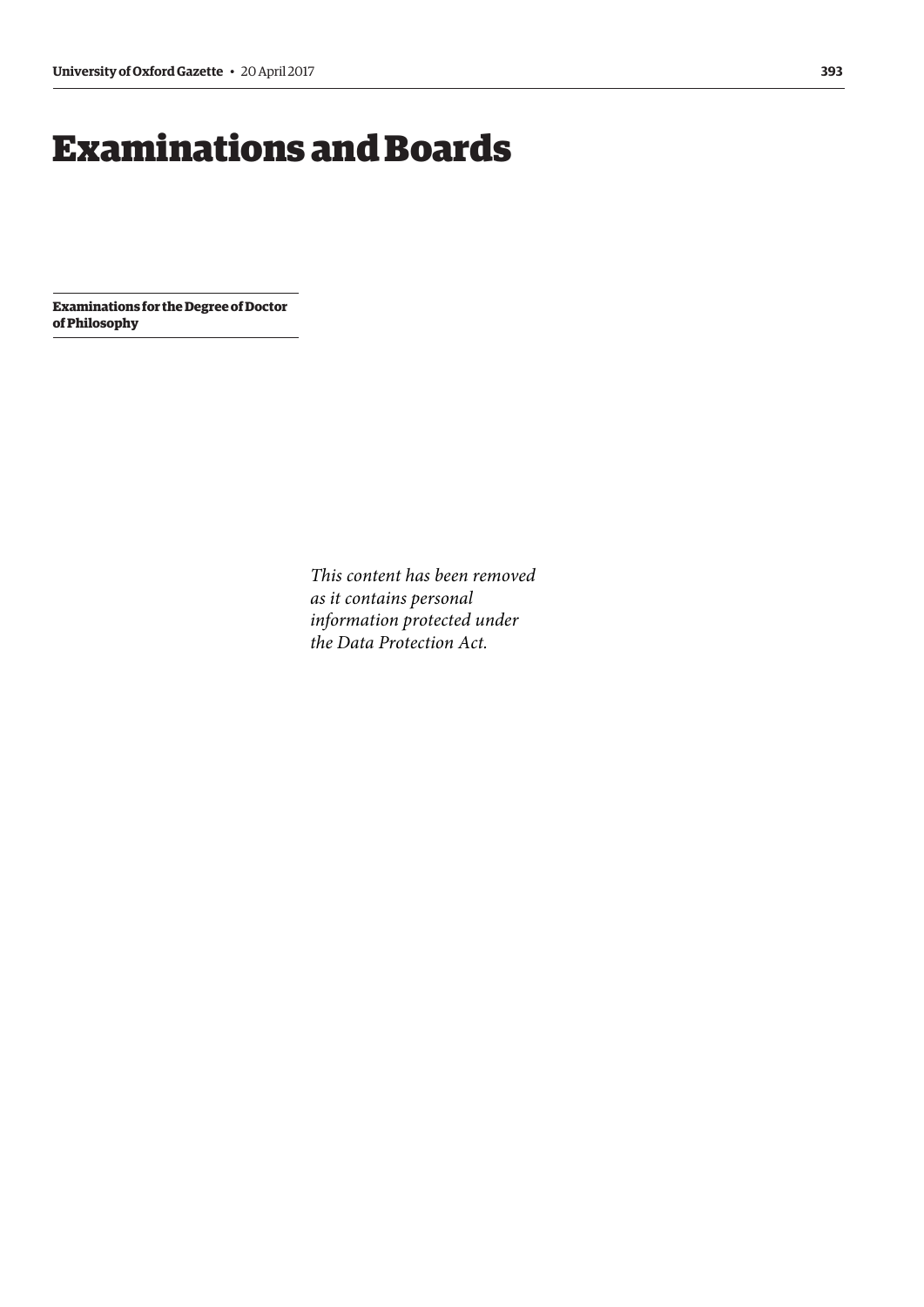# Examinations and Boards

**Examinations for the Degree of Doctor of Philosophy**

*This content has been removed as it contains personal information protected under the Data Protection Act.*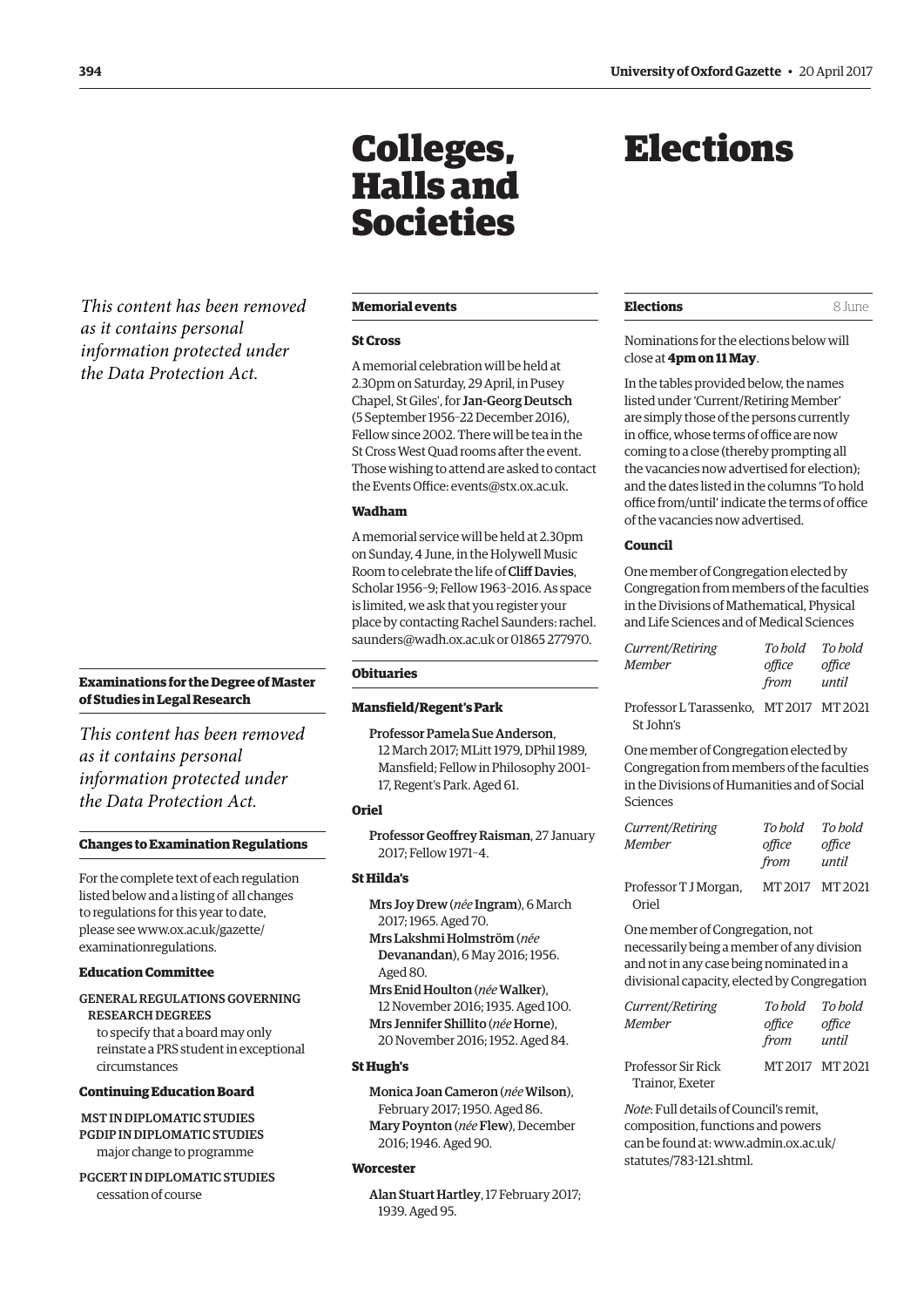*This content has been removed as it contains personal information protected under the Data Protection Act.*

### Examinations for the Degree of Master of Studies in Legal Research

*This content has been removed as it contains personal information protected under the Data Protection Act.*

### Changes to Examination Regulations

For the complete text of each regulation listed below and a listing of all changes to regulations for this year to date, please see www.ox.ac.uk/gazette/examinationregulations.

#### Education Committee

GENERAL REGULATIONS GOVERNING RESEARCH DEGREES
to specify that a board may only reinstate a PRS student in exceptional circumstances

#### Continuing Education Board

MST IN DIPLOMATIC STUDIES
PGDIP IN DIPLOMATIC STUDIES
major change to programme

PGCERT IN DIPLOMATIC STUDIES
cessation of course

# Colleges, Halls and Societies

### Memorial events

#### St Cross

A memorial celebration will be held at 2.30pm on Saturday, 29 April, in Pusey Chapel, St Giles', for **Jan-Georg Deutsch** (5 September 1956–22 December 2016), Fellow since 2002. There will be tea in the St Cross West Quad rooms after the event. Those wishing to attend are asked to contact the Events Office: events@stx.ox.ac.uk.

#### Wadham

A memorial service will be held at 2.30pm on Sunday, 4 June, in the Holywell Music Room to celebrate the life of **Cliff Davies**, Scholar 1956–9; Fellow 1963–2016. As space is limited, we ask that you register your place by contacting Rachel Saunders: rachel.saunders@wadh.ox.ac.uk or 01865 277970.

### Obituaries

#### Mansfield/Regent's Park

**Professor Pamela Sue Anderson**, 12 March 2017; MLitt 1979, DPhil 1989, Mansfield; Fellow in Philosophy 2001–17, Regent's Park. Aged 61.

#### Oriel

**Professor Geoffrey Raisman**, 27 January 2017; Fellow 1971–4.

#### St Hilda's

**Mrs Joy Drew** (*née* **Ingram**), 6 March 2017; 1965. Aged 70.

**Mrs Lakshmi Holmström** (*née* **Devanandan**), 6 May 2016; 1956. Aged 80.

**Mrs Enid Houlton** (*née* **Walker**), 12 November 2016; 1935. Aged 100.

**Mrs Jennifer Shillito** (*née* **Horne**), 20 November 2016; 1952. Aged 84.

#### St Hugh's

**Monica Joan Cameron** (*née* **Wilson**), February 2017; 1950. Aged 86.

**Mary Poynton** (*née* **Flew**), December 2016; 1946. Aged 90.

#### Worcester

**Alan Stuart Hartley**, 17 February 2017; 1939. Aged 95.

# Elections

### Elections — 8 June

Nominations for the elections below will close at **4pm on 11 May**.

In the tables provided below, the names listed under 'Current/Retiring Member' are simply those of the persons currently in office, whose terms of office are now coming to a close (thereby prompting all the vacancies now advertised for election); and the dates listed in the columns 'To hold office from/until' indicate the terms of office of the vacancies now advertised.

#### Council

One member of Congregation elected by Congregation from members of the faculties in the Divisions of Mathematical, Physical and Life Sciences and of Medical Sciences

| *Current/Retiring Member* | *To hold office from* | *To hold office until* |
|---|---|---|
| Professor L Tarassenko, St John's | MT 2017 | MT 2021 |

One member of Congregation elected by Congregation from members of the faculties in the Divisions of Humanities and of Social Sciences

| *Current/Retiring Member* | *To hold office from* | *To hold office until* |
|---|---|---|
| Professor T J Morgan, Oriel | MT 2017 | MT 2021 |

One member of Congregation, not necessarily being a member of any division and not in any case being nominated in a divisional capacity, elected by Congregation

| *Current/Retiring Member* | *To hold office from* | *To hold office until* |
|---|---|---|
| Professor Sir Rick Trainor, Exeter | MT 2017 | MT 2021 |

*Note*: Full details of Council's remit, composition, functions and powers can be found at: www.admin.ox.ac.uk/statutes/783-121.shtml.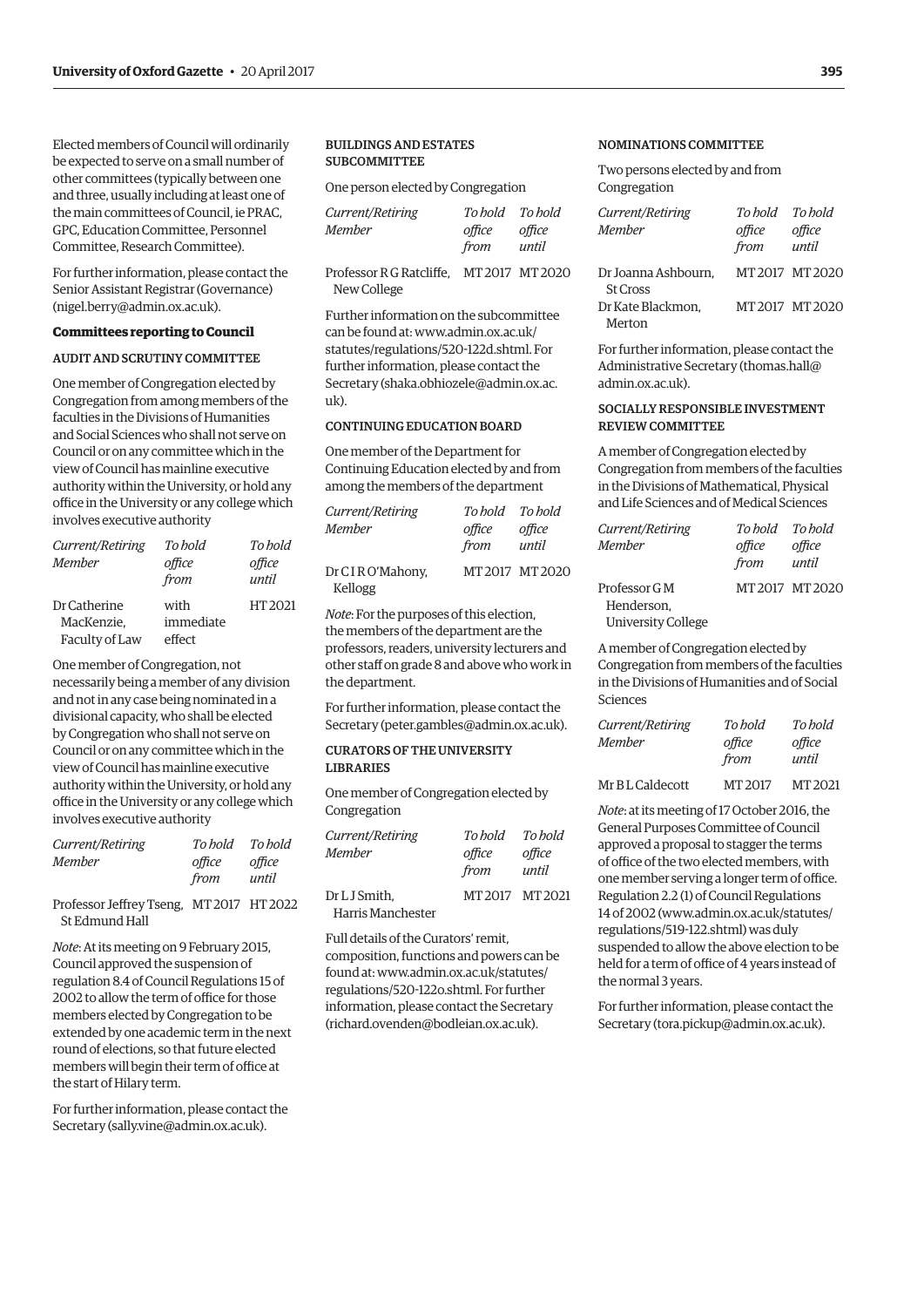Elected members of Council will ordinarily be expected to serve on a small number of other committees (typically between one and three, usually including at least one of the main committees of Council, ie PRAC, GPC, Education Committee, Personnel Committee, Research Committee).

For further information, please contact the Senior Assistant Registrar (Governance) (nigel.berry@admin.ox.ac.uk).

## Committees reporting to Council

### AUDIT AND SCRUTINY COMMITTEE

One member of Congregation elected by Congregation from among members of the faculties in the Divisions of Humanities and Social Sciences who shall not serve on Council or on any committee which in the view of Council has mainline executive authority within the University, or hold any office in the University or any college which involves executive authority

| *Current/Retiring Member* | *To hold office from* | *To hold office until* |
|---|---|---|
| Dr Catherine MacKenzie, Faculty of Law | with immediate effect | HT 2021 |

One member of Congregation, not necessarily being a member of any division and not in any case being nominated in a divisional capacity, who shall be elected by Congregation who shall not serve on Council or on any committee which in the view of Council has mainline executive authority within the University, or hold any office in the University or any college which involves executive authority

| *Current/Retiring Member* | *To hold office from* | *To hold office until* |
|---|---|---|
| Professor Jeffrey Tseng, St Edmund Hall | MT 2017 | HT 2022 |

*Note*: At its meeting on 9 February 2015, Council approved the suspension of regulation 8.4 of Council Regulations 15 of 2002 to allow the term of office for those members elected by Congregation to be extended by one academic term in the next round of elections, so that future elected members will begin their term of office at the start of Hilary term.

For further information, please contact the Secretary (sally.vine@admin.ox.ac.uk).

### BUILDINGS AND ESTATES SUBCOMMITTEE

One person elected by Congregation

| *Current/Retiring Member* | *To hold office from* | *To hold office until* |
|---|---|---|
| Professor R G Ratcliffe, New College | MT 2017 | MT 2020 |

Further information on the subcommittee can be found at: www.admin.ox.ac.uk/statutes/regulations/520-122d.shtml. For further information, please contact the Secretary (shaka.obhiozele@admin.ox.ac.uk).

### CONTINUING EDUCATION BOARD

One member of the Department for Continuing Education elected by and from among the members of the department

| *Current/Retiring Member* | *To hold office from* | *To hold office until* |
|---|---|---|
| Dr C I R O'Mahony, Kellogg | MT 2017 | MT 2020 |

*Note*: For the purposes of this election, the members of the department are the professors, readers, university lecturers and other staff on grade 8 and above who work in the department.

For further information, please contact the Secretary (peter.gambles@admin.ox.ac.uk).

### CURATORS OF THE UNIVERSITY LIBRARIES

One member of Congregation elected by Congregation

| *Current/Retiring Member* | *To hold office from* | *To hold office until* |
|---|---|---|
| Dr L J Smith, Harris Manchester | MT 2017 | MT 2021 |

Full details of the Curators' remit, composition, functions and powers can be found at: www.admin.ox.ac.uk/statutes/regulations/520-122o.shtml. For further information, please contact the Secretary (richard.ovenden@bodleian.ox.ac.uk).

### NOMINATIONS COMMITTEE

Two persons elected by and from Congregation

| *Current/Retiring Member* | *To hold office from* | *To hold office until* |
|---|---|---|
| Dr Joanna Ashbourn, St Cross | MT 2017 | MT 2020 |
| Dr Kate Blackmon, Merton | MT 2017 | MT 2020 |

For further information, please contact the Administrative Secretary (thomas.hall@admin.ox.ac.uk).

### SOCIALLY RESPONSIBLE INVESTMENT REVIEW COMMITTEE

A member of Congregation elected by Congregation from members of the faculties in the Divisions of Mathematical, Physical and Life Sciences and of Medical Sciences

| *Current/Retiring Member* | *To hold office from* | *To hold office until* |
|---|---|---|
| Professor G M Henderson, University College | MT 2017 | MT 2020 |

A member of Congregation elected by Congregation from members of the faculties in the Divisions of Humanities and of Social Sciences

| *Current/Retiring Member* | *To hold office from* | *To hold office until* |
|---|---|---|
| Mr B L Caldecott | MT 2017 | MT 2021 |

*Note*: at its meeting of 17 October 2016, the General Purposes Committee of Council approved a proposal to stagger the terms of office of the two elected members, with one member serving a longer term of office. Regulation 2.2 (1) of Council Regulations 14 of 2002 (www.admin.ox.ac.uk/statutes/regulations/519-122.shtml) was duly suspended to allow the above election to be held for a term of office of 4 years instead of the normal 3 years.

For further information, please contact the Secretary (tora.pickup@admin.ox.ac.uk).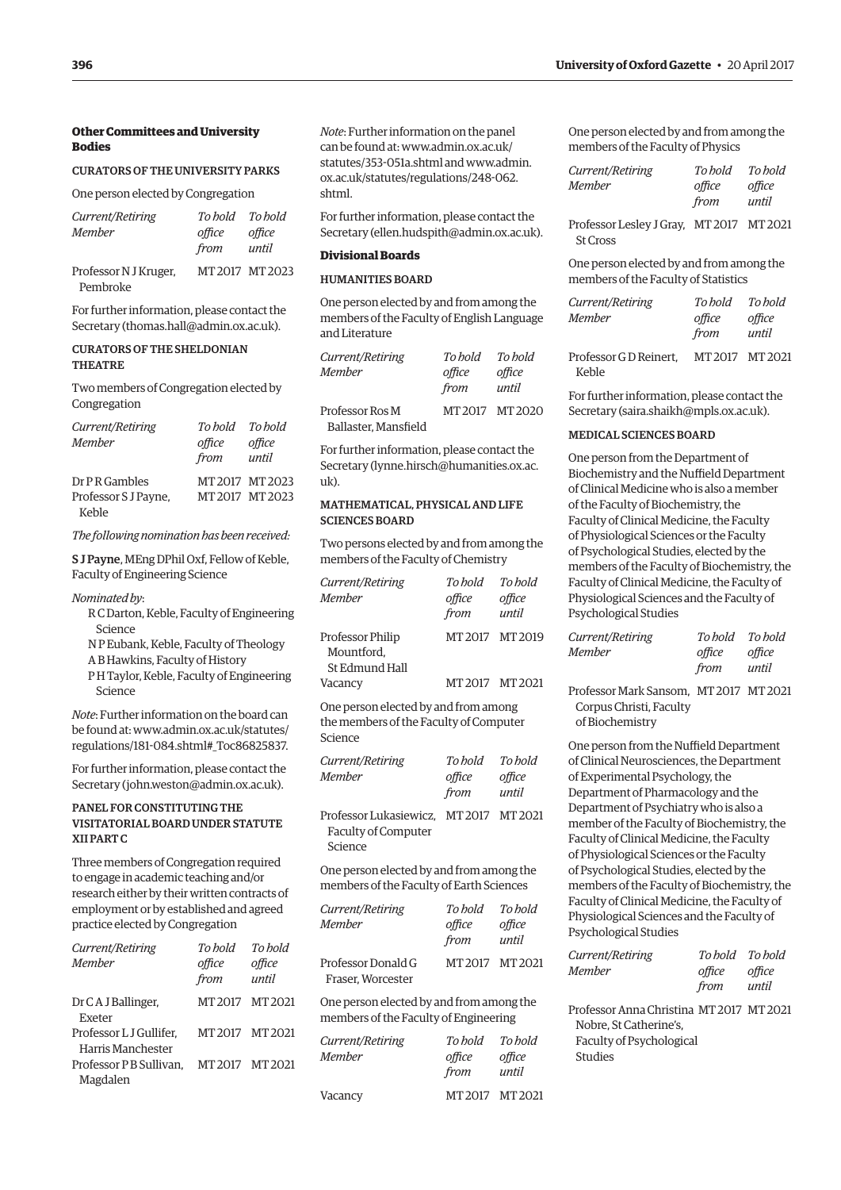### Other Committees and University Bodies

#### CURATORS OF THE UNIVERSITY PARKS

One person elected by Congregation

| *Current/Retiring Member* | *To hold office from* | *To hold office until* |
|---|---|---|
| Professor N J Kruger, Pembroke | MT 2017 | MT 2023 |

For further information, please contact the Secretary (thomas.hall@admin.ox.ac.uk).

#### CURATORS OF THE SHELDONIAN THEATRE

Two members of Congregation elected by Congregation

| *Current/Retiring Member* | *To hold office from* | *To hold office until* |
|---|---|---|
| Dr P R Gambles | MT 2017 | MT 2023 |
| Professor S J Payne, Keble | MT 2017 | MT 2023 |

*The following nomination has been received:*

**S J Payne**, MEng DPhil Oxf, Fellow of Keble, Faculty of Engineering Science

*Nominated by*:

R C Darton, Keble, Faculty of Engineering Science
N P Eubank, Keble, Faculty of Theology
A B Hawkins, Faculty of History
P H Taylor, Keble, Faculty of Engineering Science

*Note*: Further information on the board can be found at: www.admin.ox.ac.uk/statutes/regulations/181-084.shtml#_Toc86825837.

For further information, please contact the Secretary (john.weston@admin.ox.ac.uk).

#### PANEL FOR CONSTITUTING THE VISITATORIAL BOARD UNDER STATUTE XII PART C

Three members of Congregation required to engage in academic teaching and/or research either by their written contracts of employment or by established and agreed practice elected by Congregation

| *Current/Retiring Member* | *To hold office from* | *To hold office until* |
|---|---|---|
| Dr C A J Ballinger, Exeter | MT 2017 | MT 2021 |
| Professor L J Gullifer, Harris Manchester | MT 2017 | MT 2021 |
| Professor P B Sullivan, Magdalen | MT 2017 | MT 2021 |

*Note*: Further information on the panel can be found at: www.admin.ox.ac.uk/statutes/353-051a.shtml and www.admin.ox.ac.uk/statutes/regulations/248-062.shtml.

For further information, please contact the Secretary (ellen.hudspith@admin.ox.ac.uk).

### Divisional Boards

#### HUMANITIES BOARD

One person elected by and from among the members of the Faculty of English Language and Literature

| *Current/Retiring Member* | *To hold office from* | *To hold office until* |
|---|---|---|
| Professor Ros M Ballaster, Mansfield | MT 2017 | MT 2020 |

For further information, please contact the Secretary (lynne.hirsch@humanities.ox.ac.uk).

#### MATHEMATICAL, PHYSICAL AND LIFE SCIENCES BOARD

Two persons elected by and from among the members of the Faculty of Chemistry

| *Current/Retiring Member* | *To hold office from* | *To hold office until* |
|---|---|---|
| Professor Philip Mountford, St Edmund Hall | MT 2017 | MT 2019 |
| Vacancy | MT 2017 | MT 2021 |

One person elected by and from among the members of the Faculty of Computer Science

| *Current/Retiring Member* | *To hold office from* | *To hold office until* |
|---|---|---|
| Professor Lukasiewicz, Faculty of Computer Science | MT 2017 | MT 2021 |

One person elected by and from among the members of the Faculty of Earth Sciences

| *Current/Retiring Member* | *To hold office from* | *To hold office until* |
|---|---|---|
| Professor Donald G Fraser, Worcester | MT 2017 | MT 2021 |

One person elected by and from among the members of the Faculty of Engineering

| *Current/Retiring Member* | *To hold office from* | *To hold office until* |
|---|---|---|
| Vacancy | MT 2017 | MT 2021 |

One person elected by and from among the members of the Faculty of Physics

| *Current/Retiring Member* | *To hold office from* | *To hold office until* |
|---|---|---|
| Professor Lesley J Gray, St Cross | MT 2017 | MT 2021 |

One person elected by and from among the members of the Faculty of Statistics

| *Current/Retiring Member* | *To hold office from* | *To hold office until* |
|---|---|---|
| Professor G D Reinert, Keble | MT 2017 | MT 2021 |

For further information, please contact the Secretary (saira.shaikh@mpls.ox.ac.uk).

#### MEDICAL SCIENCES BOARD

One person from the Department of Biochemistry and the Nuffield Department of Clinical Medicine who is also a member of the Faculty of Biochemistry, the Faculty of Clinical Medicine, the Faculty of Physiological Sciences or the Faculty of Psychological Studies, elected by the members of the Faculty of Biochemistry, the Faculty of Clinical Medicine, the Faculty of Physiological Sciences and the Faculty of Psychological Studies

| *Current/Retiring Member* | *To hold office from* | *To hold office until* |
|---|---|---|
| Professor Mark Sansom, Corpus Christi, Faculty of Biochemistry | MT 2017 | MT 2021 |

One person from the Nuffield Department of Clinical Neurosciences, the Department of Experimental Psychology, the Department of Pharmacology and the Department of Psychiatry who is also a member of the Faculty of Biochemistry, the Faculty of Clinical Medicine, the Faculty of Physiological Sciences or the Faculty of Psychological Studies, elected by the members of the Faculty of Biochemistry, the Faculty of Clinical Medicine, the Faculty of Physiological Sciences and the Faculty of Psychological Studies

| *Current/Retiring Member* | *To hold office from* | *To hold office until* |
|---|---|---|
| Professor Anna Christina Nobre, St Catherine's, Faculty of Psychological Studies | MT 2017 | MT 2021 |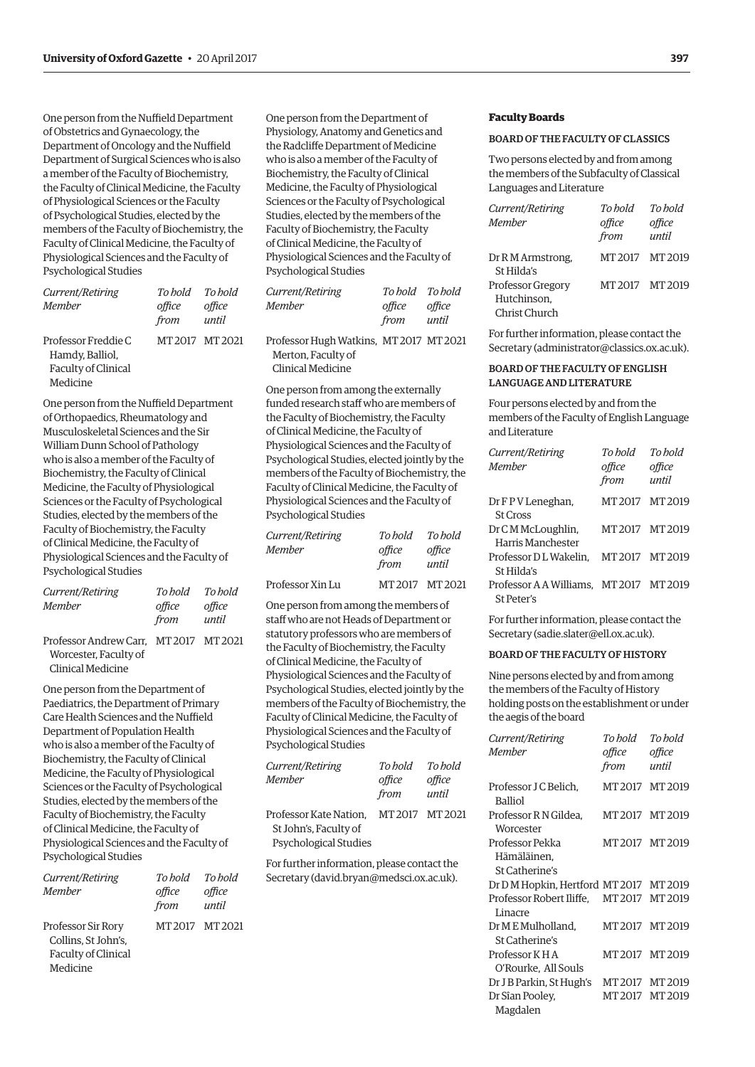One person from the Nuffield Department of Obstetrics and Gynaecology, the Department of Oncology and the Nuffield Department of Surgical Sciences who is also a member of the Faculty of Biochemistry, the Faculty of Clinical Medicine, the Faculty of Physiological Sciences or the Faculty of Psychological Studies, elected by the members of the Faculty of Biochemistry, the Faculty of Clinical Medicine, the Faculty of Physiological Sciences and the Faculty of Psychological Studies

| *Current/Retiring Member* | *To hold office from* | *To hold office until* |
|---|---|---|
| Professor Freddie C Hamdy, Balliol, Faculty of Clinical Medicine | MT 2017 | MT 2021 |

One person from the Nuffield Department of Orthopaedics, Rheumatology and Musculoskeletal Sciences and the Sir William Dunn School of Pathology who is also a member of the Faculty of Biochemistry, the Faculty of Clinical Medicine, the Faculty of Physiological Sciences or the Faculty of Psychological Studies, elected by the members of the Faculty of Biochemistry, the Faculty of Clinical Medicine, the Faculty of Physiological Sciences and the Faculty of Psychological Studies

| *Current/Retiring Member* | *To hold office from* | *To hold office until* |
|---|---|---|
| Professor Andrew Carr, Worcester, Faculty of Clinical Medicine | MT 2017 | MT 2021 |

One person from the Department of Paediatrics, the Department of Primary Care Health Sciences and the Nuffield Department of Population Health who is also a member of the Faculty of Biochemistry, the Faculty of Clinical Medicine, the Faculty of Physiological Sciences or the Faculty of Psychological Studies, elected by the members of the Faculty of Biochemistry, the Faculty of Clinical Medicine, the Faculty of Physiological Sciences and the Faculty of Psychological Studies

| *Current/Retiring Member* | *To hold office from* | *To hold office until* |
|---|---|---|
| Professor Sir Rory Collins, St John's, Faculty of Clinical Medicine | MT 2017 | MT 2021 |

One person from the Department of Physiology, Anatomy and Genetics and the Radcliffe Department of Medicine who is also a member of the Faculty of Biochemistry, the Faculty of Clinical Medicine, the Faculty of Physiological Sciences or the Faculty of Psychological Studies, elected by the members of the Faculty of Biochemistry, the Faculty of Clinical Medicine, the Faculty of Physiological Sciences and the Faculty of Psychological Studies

| *Current/Retiring Member* | *To hold office from* | *To hold office until* |
|---|---|---|
| Professor Hugh Watkins, Merton, Faculty of Clinical Medicine | MT 2017 | MT 2021 |

One person from among the externally funded research staff who are members of the Faculty of Biochemistry, the Faculty of Clinical Medicine, the Faculty of Physiological Sciences and the Faculty of Psychological Studies, elected jointly by the members of the Faculty of Biochemistry, the Faculty of Clinical Medicine, the Faculty of Physiological Sciences and the Faculty of Psychological Studies

| *Current/Retiring Member* | *To hold office from* | *To hold office until* |
|---|---|---|
| Professor Xin Lu | MT 2017 | MT 2021 |

One person from among the members of staff who are not Heads of Department or statutory professors who are members of the Faculty of Biochemistry, the Faculty of Clinical Medicine, the Faculty of Physiological Sciences and the Faculty of Psychological Studies, elected jointly by the members of the Faculty of Biochemistry, the Faculty of Clinical Medicine, the Faculty of Physiological Sciences and the Faculty of Psychological Studies

| *Current/Retiring Member* | *To hold office from* | *To hold office until* |
|---|---|---|
| Professor Kate Nation, St John's, Faculty of Psychological Studies | MT 2017 | MT 2021 |

For further information, please contact the Secretary (david.bryan@medsci.ox.ac.uk).

## Faculty Boards

### BOARD OF THE FACULTY OF CLASSICS

Two persons elected by and from among the members of the Subfaculty of Classical Languages and Literature

| *Current/Retiring Member* | *To hold office from* | *To hold office until* |
|---|---|---|
| Dr R M Armstrong, St Hilda's | MT 2017 | MT 2019 |
| Professor Gregory Hutchinson, Christ Church | MT 2017 | MT 2019 |

For further information, please contact the Secretary (administrator@classics.ox.ac.uk).

### BOARD OF THE FACULTY OF ENGLISH LANGUAGE AND LITERATURE

Four persons elected by and from the members of the Faculty of English Language and Literature

| *Current/Retiring Member* | *To hold office from* | *To hold office until* |
|---|---|---|
| Dr F P V Leneghan, St Cross | MT 2017 | MT 2019 |
| Dr C M McLoughlin, Harris Manchester | MT 2017 | MT 2019 |
| Professor D L Wakelin, St Hilda's | MT 2017 | MT 2019 |
| Professor A A Williams, St Peter's | MT 2017 | MT 2019 |

For further information, please contact the Secretary (sadie.slater@ell.ox.ac.uk).

### BOARD OF THE FACULTY OF HISTORY

Nine persons elected by and from among the members of the Faculty of History holding posts on the establishment or under the aegis of the board

| *Current/Retiring Member* | *To hold office from* | *To hold office until* |
|---|---|---|
| Professor J C Belich, Balliol | MT 2017 | MT 2019 |
| Professor R N Gildea, Worcester | MT 2017 | MT 2019 |
| Professor Pekka Hämäläinen, St Catherine's | MT 2017 | MT 2019 |
| Dr D M Hopkin, Hertford | MT 2017 | MT 2019 |
| Professor Robert Iliffe, Linacre | MT 2017 | MT 2019 |
| Dr M E Mulholland, St Catherine's | MT 2017 | MT 2019 |
| Professor K H A O'Rourke, All Souls | MT 2017 | MT 2019 |
| Dr J B Parkin, St Hugh's | MT 2017 | MT 2019 |
| Dr Sîan Pooley, Magdalen | MT 2017 | MT 2019 |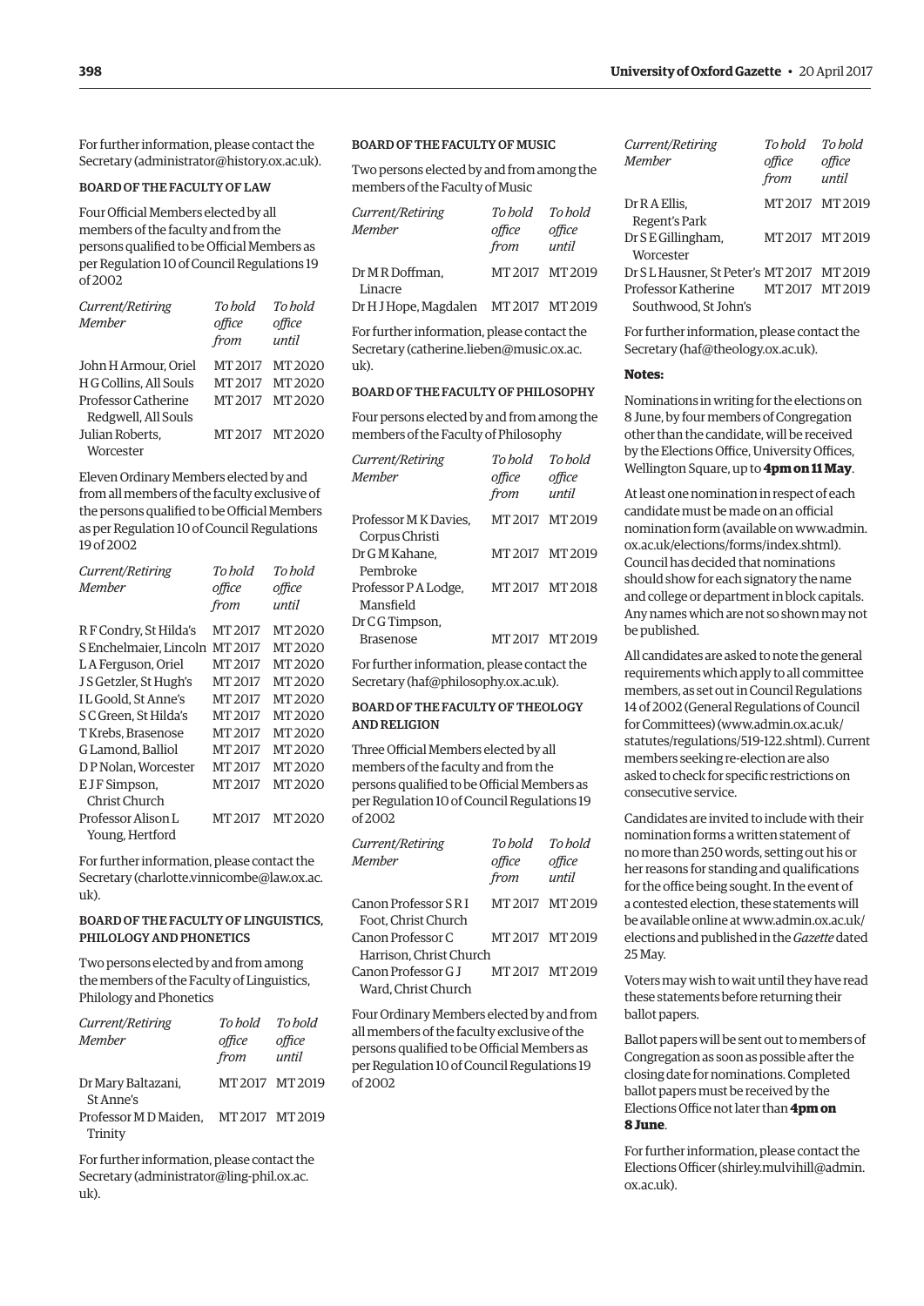For further information, please contact the Secretary (administrator@history.ox.ac.uk).

### BOARD OF THE FACULTY OF LAW

Four Official Members elected by all members of the faculty and from the persons qualified to be Official Members as per Regulation 10 of Council Regulations 19 of 2002

| *Current/Retiring Member* | *To hold office from* | *To hold office until* |
|---|---|---|
| John H Armour, Oriel | MT 2017 | MT 2020 |
| H G Collins, All Souls | MT 2017 | MT 2020 |
| Professor Catherine Redgwell, All Souls | MT 2017 | MT 2020 |
| Julian Roberts, Worcester | MT 2017 | MT 2020 |

Eleven Ordinary Members elected by and from all members of the faculty exclusive of the persons qualified to be Official Members as per Regulation 10 of Council Regulations 19 of 2002

| *Current/Retiring Member* | *To hold office from* | *To hold office until* |
|---|---|---|
| R F Condry, St Hilda's | MT 2017 | MT 2020 |
| S Enchelmaier, Lincoln | MT 2017 | MT 2020 |
| L A Ferguson, Oriel | MT 2017 | MT 2020 |
| J S Getzler, St Hugh's | MT 2017 | MT 2020 |
| I L Goold, St Anne's | MT 2017 | MT 2020 |
| S C Green, St Hilda's | MT 2017 | MT 2020 |
| T Krebs, Brasenose | MT 2017 | MT 2020 |
| G Lamond, Balliol | MT 2017 | MT 2020 |
| D P Nolan, Worcester | MT 2017 | MT 2020 |
| E J F Simpson, Christ Church | MT 2017 | MT 2020 |
| Professor Alison L Young, Hertford | MT 2017 | MT 2020 |

For further information, please contact the Secretary (charlotte.vinnicombe@law.ox.ac.uk).

### BOARD OF THE FACULTY OF LINGUISTICS, PHILOLOGY AND PHONETICS

Two persons elected by and from among the members of the Faculty of Linguistics, Philology and Phonetics

| *Current/Retiring Member* | *To hold office from* | *To hold office until* |
|---|---|---|
| Dr Mary Baltazani, St Anne's | MT 2017 | MT 2019 |
| Professor M D Maiden, Trinity | MT 2017 | MT 2019 |

For further information, please contact the Secretary (administrator@ling-phil.ox.ac.uk).

### BOARD OF THE FACULTY OF MUSIC

Two persons elected by and from among the members of the Faculty of Music

| *Current/Retiring Member* | *To hold office from* | *To hold office until* |
|---|---|---|
| Dr M R Doffman, Linacre | MT 2017 | MT 2019 |
| Dr H J Hope, Magdalen | MT 2017 | MT 2019 |

For further information, please contact the Secretary (catherine.lieben@music.ox.ac.uk).

### BOARD OF THE FACULTY OF PHILOSOPHY

Four persons elected by and from among the members of the Faculty of Philosophy

| *Current/Retiring Member* | *To hold office from* | *To hold office until* |
|---|---|---|
| Professor M K Davies, Corpus Christi | MT 2017 | MT 2019 |
| Dr G M Kahane, Pembroke | MT 2017 | MT 2019 |
| Professor P A Lodge, Mansfield | MT 2017 | MT 2018 |
| Dr C G Timpson, Brasenose | MT 2017 | MT 2019 |

For further information, please contact the Secretary (haf@philosophy.ox.ac.uk).

### BOARD OF THE FACULTY OF THEOLOGY AND RELIGION

Three Official Members elected by all members of the faculty and from the persons qualified to be Official Members as per Regulation 10 of Council Regulations 19 of 2002

| *Current/Retiring Member* | *To hold office from* | *To hold office until* |
|---|---|---|
| Canon Professor S R I Foot, Christ Church | MT 2017 | MT 2019 |
| Canon Professor C Harrison, Christ Church | MT 2017 | MT 2019 |
| Canon Professor G J Ward, Christ Church | MT 2017 | MT 2019 |

Four Ordinary Members elected by and from all members of the faculty exclusive of the persons qualified to be Official Members as per Regulation 10 of Council Regulations 19 of 2002

| *Current/Retiring Member* | *To hold office from* | *To hold office until* |
|---|---|---|
| Dr R A Ellis, Regent's Park | MT 2017 | MT 2019 |
| Dr S E Gillingham, Worcester | MT 2017 | MT 2019 |
| Dr S L Hausner, St Peter's | MT 2017 | MT 2019 |
| Professor Katherine Southwood, St John's | MT 2017 | MT 2019 |

For further information, please contact the Secretary (haf@theology.ox.ac.uk).

**Notes:**

Nominations in writing for the elections on 8 June, by four members of Congregation other than the candidate, will be received by the Elections Office, University Offices, Wellington Square, up to **4pm on 11 May**.

At least one nomination in respect of each candidate must be made on an official nomination form (available on www.admin.ox.ac.uk/elections/forms/index.shtml). Council has decided that nominations should show for each signatory the name and college or department in block capitals. Any names which are not so shown may not be published.

All candidates are asked to note the general requirements which apply to all committee members, as set out in Council Regulations 14 of 2002 (General Regulations of Council for Committees) (www.admin.ox.ac.uk/statutes/regulations/519-122.shtml). Current members seeking re-election are also asked to check for specific restrictions on consecutive service.

Candidates are invited to include with their nomination forms a written statement of no more than 250 words, setting out his or her reasons for standing and qualifications for the office being sought. In the event of a contested election, these statements will be available online at www.admin.ox.ac.uk/elections and published in the *Gazette* dated 25 May.

Voters may wish to wait until they have read these statements before returning their ballot papers.

Ballot papers will be sent out to members of Congregation as soon as possible after the closing date for nominations. Completed ballot papers must be received by the Elections Office not later than **4pm on 8 June**.

For further information, please contact the Elections Officer (shirley.mulvihill@admin.ox.ac.uk).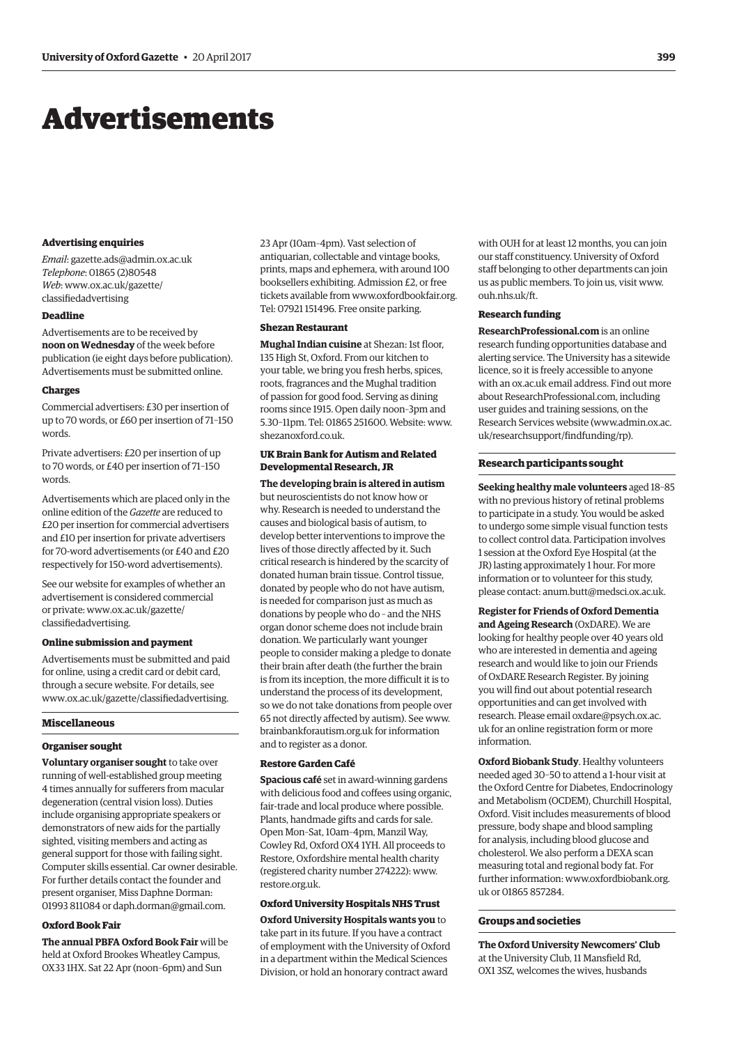# Advertisements

#### Advertising enquiries

*Email*: gazette.ads@admin.ox.ac.uk
*Telephone*: 01865 (2)80548
*Web*: www.ox.ac.uk/gazette/classifiedadvertising

#### Deadline

Advertisements are to be received by **noon on Wednesday** of the week before publication (ie eight days before publication). Advertisements must be submitted online.

#### Charges

Commercial advertisers: £30 per insertion of up to 70 words, or £60 per insertion of 71–150 words.

Private advertisers: £20 per insertion of up to 70 words, or £40 per insertion of 71–150 words.

Advertisements which are placed only in the online edition of the *Gazette* are reduced to £20 per insertion for commercial advertisers and £10 per insertion for private advertisers for 70-word advertisements (or £40 and £20 respectively for 150-word advertisements).

See our website for examples of whether an advertisement is considered commercial or private: www.ox.ac.uk/gazette/classifiedadvertising.

#### Online submission and payment

Advertisements must be submitted and paid for online, using a credit card or debit card, through a secure website. For details, see www.ox.ac.uk/gazette/classifiedadvertising.

## Miscellaneous

#### Organiser sought

**Voluntary organiser sought** to take over running of well-established group meeting 4 times annually for sufferers from macular degeneration (central vision loss). Duties include organising appropriate speakers or demonstrators of new aids for the partially sighted, visiting members and acting as general support for those with failing sight. Computer skills essential. Car owner desirable. For further details contact the founder and present organiser, Miss Daphne Dorman: 01993 811084 or daph.dorman@gmail.com.

#### Oxford Book Fair

**The annual PBFA Oxford Book Fair** will be held at Oxford Brookes Wheatley Campus, OX33 1HX. Sat 22 Apr (noon–6pm) and Sun 23 Apr (10am–4pm). Vast selection of antiquarian, collectable and vintage books, prints, maps and ephemera, with around 100 booksellers exhibiting. Admission £2, or free tickets available from www.oxfordbookfair.org. Tel: 07921 151496. Free onsite parking.

#### Shezan Restaurant

**Mughal Indian cuisine** at Shezan: 1st floor, 135 High St, Oxford. From our kitchen to your table, we bring you fresh herbs, spices, roots, fragrances and the Mughal tradition of passion for good food. Serving as dining rooms since 1915. Open daily noon–3pm and 5.30–11pm. Tel: 01865 251600. Website: www.shezanoxford.co.uk.

#### UK Brain Bank for Autism and Related Developmental Research, JR

**The developing brain is altered in autism** but neuroscientists do not know how or why. Research is needed to understand the causes and biological basis of autism, to develop better interventions to improve the lives of those directly affected by it. Such critical research is hindered by the scarcity of donated human brain tissue. Control tissue, donated by people who do not have autism, is needed for comparison just as much as donations by people who do – and the NHS organ donor scheme does not include brain donation. We particularly want younger people to consider making a pledge to donate their brain after death (the further the brain is from its inception, the more difficult it is to understand the process of its development, so we do not take donations from people over 65 not directly affected by autism). See www.brainbankforautism.org.uk for information and to register as a donor.

#### Restore Garden Café

**Spacious café** set in award-winning gardens with delicious food and coffees using organic, fair-trade and local produce where possible. Plants, handmade gifts and cards for sale. Open Mon–Sat, 10am–4pm, Manzil Way, Cowley Rd, Oxford OX4 1YH. All proceeds to Restore, Oxfordshire mental health charity (registered charity number 274222): www.restore.org.uk.

#### Oxford University Hospitals NHS Trust

**Oxford University Hospitals wants you** to take part in its future. If you have a contract of employment with the University of Oxford in a department within the Medical Sciences Division, or hold an honorary contract award with OUH for at least 12 months, you can join our staff constituency. University of Oxford staff belonging to other departments can join us as public members. To join us, visit www.ouh.nhs.uk/ft.

#### Research funding

**ResearchProfessional.com** is an online research funding opportunities database and alerting service. The University has a sitewide licence, so it is freely accessible to anyone with an ox.ac.uk email address. Find out more about ResearchProfessional.com, including user guides and training sessions, on the Research Services website (www.admin.ox.ac.uk/researchsupport/findfunding/rp).

## Research participants sought

**Seeking healthy male volunteers** aged 18–85 with no previous history of retinal problems to participate in a study. You would be asked to undergo some simple visual function tests to collect control data. Participation involves 1 session at the Oxford Eye Hospital (at the JR) lasting approximately 1 hour. For more information or to volunteer for this study, please contact: anum.butt@medsci.ox.ac.uk.

**Register for Friends of Oxford Dementia and Ageing Research** (OxDARE). We are looking for healthy people over 40 years old who are interested in dementia and ageing research and would like to join our Friends of OxDARE Research Register. By joining you will find out about potential research opportunities and can get involved with research. Please email oxdare@psych.ox.ac.uk for an online registration form or more information.

**Oxford Biobank Study**. Healthy volunteers needed aged 30–50 to attend a 1-hour visit at the Oxford Centre for Diabetes, Endocrinology and Metabolism (OCDEM), Churchill Hospital, Oxford. Visit includes measurements of blood pressure, body shape and blood sampling for analysis, including blood glucose and cholesterol. We also perform a DEXA scan measuring total and regional body fat. For further information: www.oxfordbiobank.org.uk or 01865 857284.

## Groups and societies

**The Oxford University Newcomers' Club** at the University Club, 11 Mansfield Rd, OX1 3SZ, welcomes the wives, husbands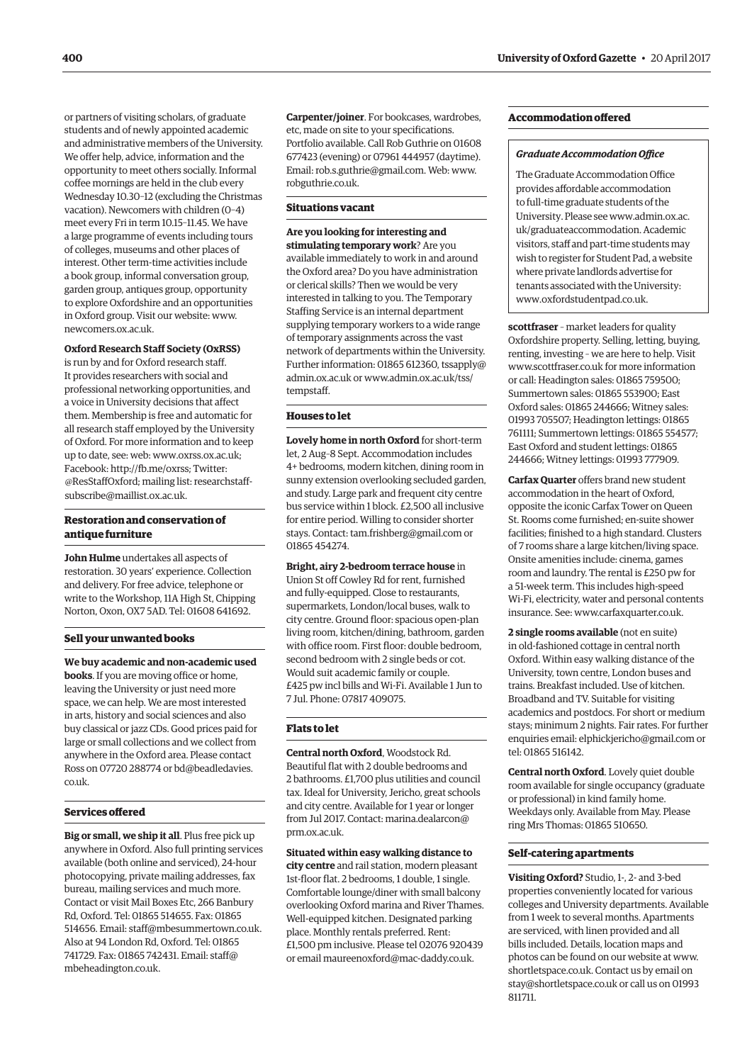or partners of visiting scholars, of graduate students and of newly appointed academic and administrative members of the University. We offer help, advice, information and the opportunity to meet others socially. Informal coffee mornings are held in the club every Wednesday 10.30–12 (excluding the Christmas vacation). Newcomers with children (0–4) meet every Fri in term 10.15–11.45. We have a large programme of events including tours of colleges, museums and other places of interest. Other term-time activities include a book group, informal conversation group, garden group, antiques group, opportunity to explore Oxfordshire and an opportunities in Oxford group. Visit our website: www.newcomers.ox.ac.uk.

**Oxford Research Staff Society (OxRSS)** is run by and for Oxford research staff. It provides researchers with social and professional networking opportunities, and a voice in University decisions that affect them. Membership is free and automatic for all research staff employed by the University of Oxford. For more information and to keep up to date, see: web: www.oxrss.ox.ac.uk; Facebook: http://fb.me/oxrss; Twitter: @ResStaffOxford; mailing list: researchstaff-subscribe@maillist.ox.ac.uk.

### Restoration and conservation of antique furniture

**John Hulme** undertakes all aspects of restoration. 30 years' experience. Collection and delivery. For free advice, telephone or write to the Workshop, 11A High St, Chipping Norton, Oxon, OX7 5AD. Tel: 01608 641692.

### Sell your unwanted books

**We buy academic and non-academic used books**. If you are moving office or home, leaving the University or just need more space, we can help. We are most interested in arts, history and social sciences and also buy classical or jazz CDs. Good prices paid for large or small collections and we collect from anywhere in the Oxford area. Please contact Ross on 07720 288774 or bd@beadledavies.co.uk.

### Services offered

**Big or small, we ship it all**. Plus free pick up anywhere in Oxford. Also full printing services available (both online and serviced), 24-hour photocopying, private mailing addresses, fax bureau, mailing services and much more. Contact or visit Mail Boxes Etc, 266 Banbury Rd, Oxford. Tel: 01865 514655. Fax: 01865 514656. Email: staff@mbesummertown.co.uk. Also at 94 London Rd, Oxford. Tel: 01865 741729. Fax: 01865 742431. Email: staff@mbeheadington.co.uk.

**Carpenter/joiner**. For bookcases, wardrobes, etc, made on site to your specifications. Portfolio available. Call Rob Guthrie on 01608 677423 (evening) or 07961 444957 (daytime). Email: rob.s.guthrie@gmail.com. Web: www.robguthrie.co.uk.

### Situations vacant

**Are you looking for interesting and stimulating temporary work**? Are you available immediately to work in and around the Oxford area? Do you have administration or clerical skills? Then we would be very interested in talking to you. The Temporary Staffing Service is an internal department supplying temporary workers to a wide range of temporary assignments across the vast network of departments within the University. Further information: 01865 612360, tssapply@admin.ox.ac.uk or www.admin.ox.ac.uk/tss/tempstaff.

### Houses to let

**Lovely home in north Oxford** for short-term let, 2 Aug–8 Sept. Accommodation includes 4+ bedrooms, modern kitchen, dining room in sunny extension overlooking secluded garden, and study. Large park and frequent city centre bus service within 1 block. £2,500 all inclusive for entire period. Willing to consider shorter stays. Contact: tam.frishberg@gmail.com or 01865 454274.

**Bright, airy 2-bedroom terrace house** in Union St off Cowley Rd for rent, furnished and fully-equipped. Close to restaurants, supermarkets, London/local buses, walk to city centre. Ground floor: spacious open-plan living room, kitchen/dining, bathroom, garden with office room. First floor: double bedroom, second bedroom with 2 single beds or cot. Would suit academic family or couple. £425 pw incl bills and Wi-Fi. Available 1 Jun to 7 Jul. Phone: 07817 409075.

### Flats to let

**Central north Oxford**, Woodstock Rd. Beautiful flat with 2 double bedrooms and 2 bathrooms. £1,700 plus utilities and council tax. Ideal for University, Jericho, great schools and city centre. Available for 1 year or longer from Jul 2017. Contact: marina.dealarcon@prm.ox.ac.uk.

**Situated within easy walking distance to city centre** and rail station, modern pleasant 1st-floor flat. 2 bedrooms, 1 double, 1 single. Comfortable lounge/diner with small balcony overlooking Oxford marina and River Thames. Well-equipped kitchen. Designated parking place. Monthly rentals preferred. Rent: £1,500 pm inclusive. Please tel 02076 920439 or email maureenoxford@mac-daddy.co.uk.

### Accommodation offered

***Graduate Accommodation Office***

The Graduate Accommodation Office provides affordable accommodation to full-time graduate students of the University. Please see www.admin.ox.ac.uk/graduateaccommodation. Academic visitors, staff and part-time students may wish to register for Student Pad, a website where private landlords advertise for tenants associated with the University: www.oxfordstudentpad.co.uk.

**scottfraser** – market leaders for quality Oxfordshire property. Selling, letting, buying, renting, investing – we are here to help. Visit www.scottfraser.co.uk for more information or call: Headington sales: 01865 759500; Summertown sales: 01865 553900; East Oxford sales: 01865 244666; Witney sales: 01993 705507; Headington lettings: 01865 761111; Summertown lettings: 01865 554577; East Oxford and student lettings: 01865 244666; Witney lettings: 01993 777909.

**Carfax Quarter** offers brand new student accommodation in the heart of Oxford, opposite the iconic Carfax Tower on Queen St. Rooms come furnished; en-suite shower facilities; finished to a high standard. Clusters of 7 rooms share a large kitchen/living space. Onsite amenities include: cinema, games room and laundry. The rental is £250 pw for a 51-week term. This includes high-speed Wi-Fi, electricity, water and personal contents insurance. See: www.carfaxquarter.co.uk.

**2 single rooms available** (not en suite) in old-fashioned cottage in central north Oxford. Within easy walking distance of the University, town centre, London buses and trains. Breakfast included. Use of kitchen. Broadband and TV. Suitable for visiting academics and postdocs. For short or medium stays; minimum 2 nights. Fair rates. For further enquiries email: elphickjericho@gmail.com or tel: 01865 516142.

**Central north Oxford**. Lovely quiet double room available for single occupancy (graduate or professional) in kind family home. Weekdays only. Available from May. Please ring Mrs Thomas: 01865 510650.

### Self-catering apartments

**Visiting Oxford?** Studio, 1-, 2- and 3-bed properties conveniently located for various colleges and University departments. Available from 1 week to several months. Apartments are serviced, with linen provided and all bills included. Details, location maps and photos can be found on our website at www.shortletspace.co.uk. Contact us by email on stay@shortletspace.co.uk or call us on 01993 811711.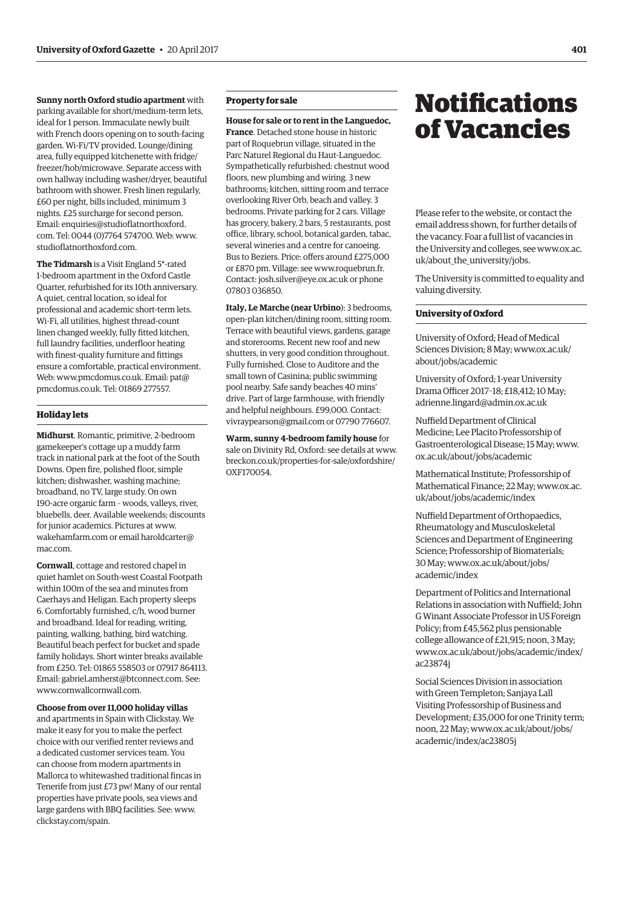**Sunny north Oxford studio apartment** with parking available for short/medium-term lets, ideal for 1 person. Immaculate newly built with French doors opening on to south-facing garden. Wi-Fi/TV provided. Lounge/dining area, fully equipped kitchenette with fridge/freezer/hob/microwave. Separate access with own hallway including washer/dryer, beautiful bathroom with shower. Fresh linen regularly, £60 per night, bills included, minimum 3 nights. £25 surcharge for second person. Email: enquiries@studioflatnorthoxford.com. Tel: 0044 (0)7764 574700. Web: www.studioflatnorthoxford.com.

**The Tidmarsh** is a Visit England 5*-rated 1-bedroom apartment in the Oxford Castle Quarter, refurbished for its 10th anniversary. A quiet, central location, so ideal for professional and academic short-term lets. Wi-Fi, all utilities, highest thread-count linen changed weekly, fully fitted kitchen, full laundry facilities, underfloor heating with finest-quality furniture and fittings ensure a comfortable, practical environment. Web: www.pmcdomus.co.uk. Email: pat@pmcdomus.co.uk. Tel: 01869 277557.

### Holiday lets

**Midhurst**. Romantic, primitive, 2-bedroom gamekeeper's cottage up a muddy farm track in national park at the foot of the South Downs. Open fire, polished floor, simple kitchen; dishwasher, washing machine; broadband, no TV, large study. On own 190-acre organic farm – woods, valleys, river, bluebells, deer. Available weekends; discounts for junior academics. Pictures at www.wakehamfarm.com or email haroldcarter@mac.com.

**Cornwall**, cottage and restored chapel in quiet hamlet on South-west Coastal Footpath within 100m of the sea and minutes from Caerhays and Heligan. Each property sleeps 6. Comfortably furnished, c/h, wood burner and broadband. Ideal for reading, writing, painting, walking, bathing, bird watching. Beautiful beach perfect for bucket and spade family holidays. Short winter breaks available from £250. Tel: 01865 558503 or 07917 864113. Email: gabriel.amherst@btconnect.com. See: www.cornwallcornwall.com.

**Choose from over 11,000 holiday villas** and apartments in Spain with Clickstay. We make it easy for you to make the perfect choice with our verified renter reviews and a dedicated customer services team. You can choose from modern apartments in Mallorca to whitewashed traditional fincas in Tenerife from just £73 pw! Many of our rental properties have private pools, sea views and large gardens with BBQ facilities. See: www.clickstay.com/spain.

### Property for sale

**House for sale or to rent in the Languedoc, France**. Detached stone house in historic part of Roquebrun village, situated in the Parc Naturel Regional du Haut-Languedoc. Sympathetically refurbished: chestnut wood floors, new plumbing and wiring. 3 new bathrooms; kitchen, sitting room and terrace overlooking River Orb, beach and valley. 3 bedrooms. Private parking for 2 cars. Village has grocery, bakery, 2 bars, 5 restaurants, post office, library, school, botanical garden, tabac, several wineries and a centre for canoeing. Bus to Beziers. Price: offers around £275,000 or £870 pm. Village: see www.roquebrun.fr. Contact: josh.silver@eye.ox.ac.uk or phone 07803 036850.

**Italy, Le Marche (near Urbino)**: 3 bedrooms, open-plan kitchen/dining room, sitting room. Terrace with beautiful views, gardens, garage and storerooms. Recent new roof and new shutters, in very good condition throughout. Fully furnished. Close to Auditore and the small town of Casinina; public swimming pool nearby. Safe sandy beaches 40 mins' drive. Part of large farmhouse, with friendly and helpful neighbours. £99,000. Contact: vivraypearson@gmail.com or 07790 776607.

**Warm, sunny 4-bedroom family house** for sale on Divinity Rd, Oxford: see details at www.breckon.co.uk/properties-for-sale/oxfordshire/OXF170054.

# Notifications of Vacancies

Please refer to the website, or contact the email address shown, for further details of the vacancy. Foar a full list of vacancies in the University and colleges, see www.ox.ac.uk/about_the_university/jobs.

The University is committed to equality and valuing diversity.

### University of Oxford

University of Oxford; Head of Medical Sciences Division; 8 May; www.ox.ac.uk/about/jobs/academic

University of Oxford; 1-year University Drama Officer 2017–18; £18,412; 10 May; adrienne.lingard@admin.ox.ac.uk

Nuffield Department of Clinical Medicine; Lee Placito Professorship of Gastroenterological Disease; 15 May; www.ox.ac.uk/about/jobs/academic

Mathematical Institute; Professorship of Mathematical Finance; 22 May; www.ox.ac.uk/about/jobs/academic/index

Nuffield Department of Orthopaedics, Rheumatology and Musculoskeletal Sciences and Department of Engineering Science; Professorship of Biomaterials; 30 May; www.ox.ac.uk/about/jobs/academic/index

Department of Politics and International Relations in association with Nuffield; John G Winant Associate Professor in US Foreign Policy; from £45,562 plus pensionable college allowance of £21,915; noon, 3 May; www.ox.ac.uk/about/jobs/academic/index/ac23874j

Social Sciences Division in association with Green Templeton; Sanjaya Lall Visiting Professorship of Business and Development; £35,000 for one Trinity term; noon, 22 May; www.ox.ac.uk/about/jobs/academic/index/ac23805j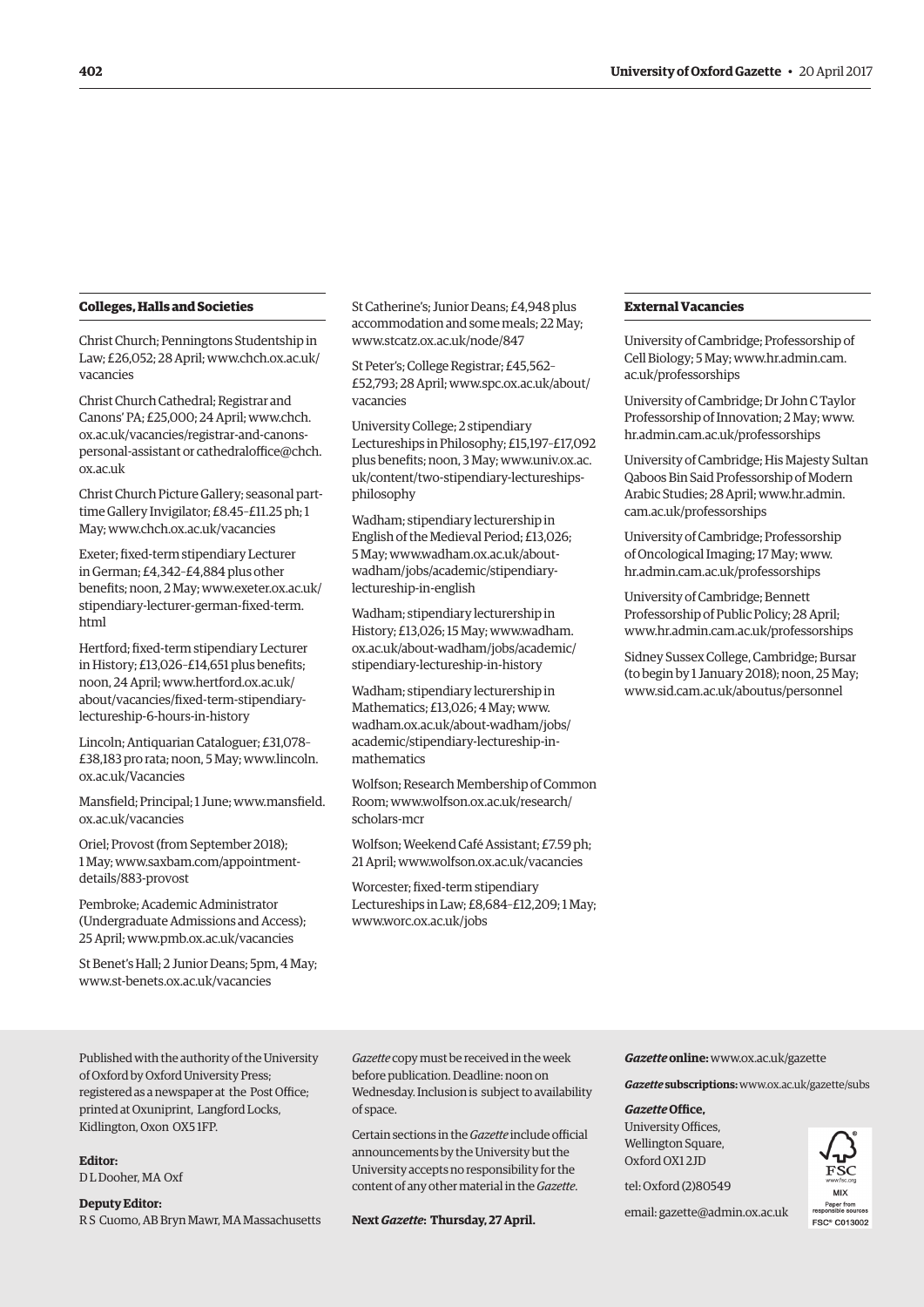### Colleges, Halls and Societies

Christ Church; Penningtons Studentship in Law; £26,052; 28 April; www.chch.ox.ac.uk/vacancies

Christ Church Cathedral; Registrar and Canons' PA; £25,000; 24 April; www.chch.ox.ac.uk/vacancies/registrar-and-canons-personal-assistant or cathedraloffice@chch.ox.ac.uk

Christ Church Picture Gallery; seasonal part-time Gallery Invigilator; £8.45–£11.25 ph; 1 May; www.chch.ox.ac.uk/vacancies

Exeter; fixed-term stipendiary Lecturer in German; £4,342–£4,884 plus other benefits; noon, 2 May; www.exeter.ox.ac.uk/stipendiary-lecturer-german-fixed-term.html

Hertford; fixed-term stipendiary Lecturer in History; £13,026–£14,651 plus benefits; noon, 24 April; www.hertford.ox.ac.uk/about/vacancies/fixed-term-stipendiary-lectureship-6-hours-in-history

Lincoln; Antiquarian Cataloguer; £31,078–£38,183 pro rata; noon, 5 May; www.lincoln.ox.ac.uk/Vacancies

Mansfield; Principal; 1 June; www.mansfield.ox.ac.uk/vacancies

Oriel; Provost (from September 2018); 1 May; www.saxbam.com/appointment-details/883-provost

Pembroke; Academic Administrator (Undergraduate Admissions and Access); 25 April; www.pmb.ox.ac.uk/vacancies

St Benet's Hall; 2 Junior Deans; 5pm, 4 May; www.st-benets.ox.ac.uk/vacancies

St Catherine's; Junior Deans; £4,948 plus accommodation and some meals; 22 May; www.stcatz.ox.ac.uk/node/847

St Peter's; College Registrar; £45,562–£52,793; 28 April; www.spc.ox.ac.uk/about/vacancies

University College; 2 stipendiary Lectureships in Philosophy; £15,197–£17,092 plus benefits; noon, 3 May; www.univ.ox.ac.uk/content/two-stipendiary-lectureships-philosophy

Wadham; stipendiary lecturership in English of the Medieval Period; £13,026; 5 May; www.wadham.ox.ac.uk/about-wadham/jobs/academic/stipendiary-lectureship-in-english

Wadham; stipendiary lecturership in History; £13,026; 15 May; www.wadham.ox.ac.uk/about-wadham/jobs/academic/stipendiary-lectureship-in-history

Wadham; stipendiary lecturership in Mathematics; £13,026; 4 May; www.wadham.ox.ac.uk/about-wadham/jobs/academic/stipendiary-lectureship-in-mathematics

Wolfson; Research Membership of Common Room; www.wolfson.ox.ac.uk/research/scholars-mcr

Wolfson; Weekend Café Assistant; £7.59 ph; 21 April; www.wolfson.ox.ac.uk/vacancies

Worcester; fixed-term stipendiary Lectureships in Law; £8,684–£12,209; 1 May; www.worc.ox.ac.uk/jobs

### External Vacancies

University of Cambridge; Professorship of Cell Biology; 5 May; www.hr.admin.cam.ac.uk/professorships

University of Cambridge; Dr John C Taylor Professorship of Innovation; 2 May; www.hr.admin.cam.ac.uk/professorships

University of Cambridge; His Majesty Sultan Qaboos Bin Said Professorship of Modern Arabic Studies; 28 April; www.hr.admin.cam.ac.uk/professorships

University of Cambridge; Professorship of Oncological Imaging; 17 May; www.hr.admin.cam.ac.uk/professorships

University of Cambridge; Bennett Professorship of Public Policy; 28 April; www.hr.admin.cam.ac.uk/professorships

Sidney Sussex College, Cambridge; Bursar (to begin by 1 January 2018); noon, 25 May; www.sid.cam.ac.uk/aboutus/personnel

---

Published with the authority of the University of Oxford by Oxford University Press; registered as a newspaper at the Post Office; printed at Oxuniprint, Langford Locks, Kidlington, Oxon OX5 1FP.

**Editor:**
D L Dooher, MA Oxf

**Deputy Editor:**
R S Cuomo, AB Bryn Mawr, MA Massachusetts

*Gazette* copy must be received in the week before publication. Deadline: noon on Wednesday. Inclusion is subject to availability of space.

Certain sections in the *Gazette* include official announcements by the University but the University accepts no responsibility for the content of any other material in the *Gazette*.

**Next *Gazette*: Thursday, 27 April.**

***Gazette* online:** www.ox.ac.uk/gazette

***Gazette* subscriptions:** www.ox.ac.uk/gazette/subs

***Gazette* Office,**
University Offices,
Wellington Square,
Oxford OX1 2JD

tel: Oxford (2)80549

email: gazette@admin.ox.ac.uk

FSC www.fsc.org MIX Paper from responsible sources FSC® C013002